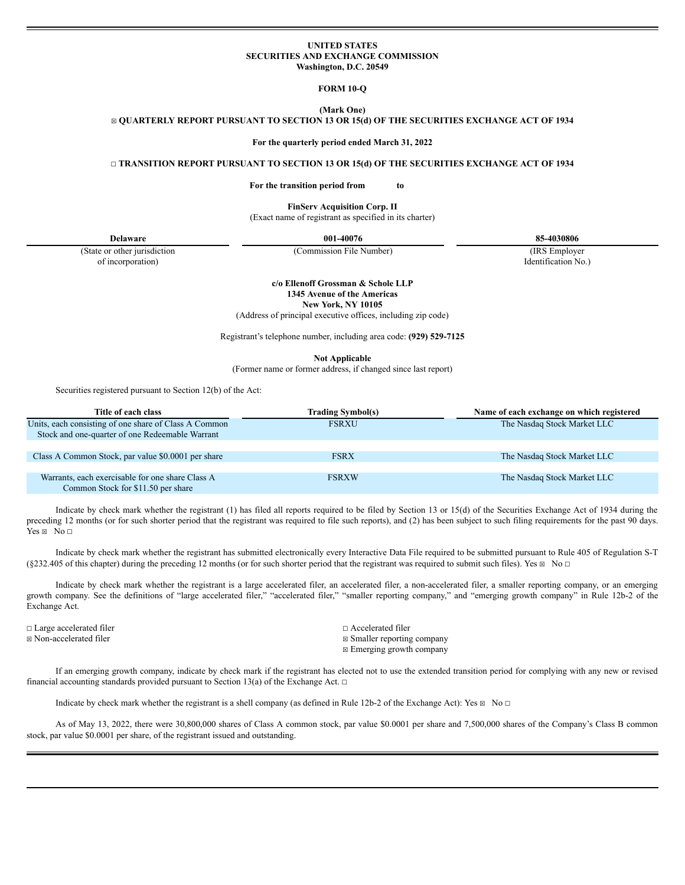**UNITED STATES**
**SECURITIES AND EXCHANGE COMMISSION**
**Washington, D.C. 20549**

**FORM 10-Q**

**(Mark One)**

☒ **QUARTERLY REPORT PURSUANT TO SECTION 13 OR 15(d) OF THE SECURITIES EXCHANGE ACT OF 1934**

**For the quarterly period ended March 31, 2022**

☐ **TRANSITION REPORT PURSUANT TO SECTION 13 OR 15(d) OF THE SECURITIES EXCHANGE ACT OF 1934**

**For the transition period from to**

**FinServ Acquisition Corp. II**
(Exact name of registrant as specified in its charter)

| **Delaware** | **001-40076** | **85-4030806** |
|---|---|---|
| (State or other jurisdiction of incorporation) | (Commission File Number) | (IRS Employer Identification No.) |

**c/o Ellenoff Grossman & Schole LLP**
**1345 Avenue of the Americas**
**New York, NY 10105**
(Address of principal executive offices, including zip code)

Registrant's telephone number, including area code: **(929) 529-7125**

**Not Applicable**
(Former name or former address, if changed since last report)

Securities registered pursuant to Section 12(b) of the Act:

| Title of each class | Trading Symbol(s) | Name of each exchange on which registered |
|---|---|---|
| Units, each consisting of one share of Class A Common Stock and one-quarter of one Redeemable Warrant | FSRXU | The Nasdaq Stock Market LLC |
| Class A Common Stock, par value $0.0001 per share | FSRX | The Nasdaq Stock Market LLC |
| Warrants, each exercisable for one share Class A Common Stock for $11.50 per share | FSRXW | The Nasdaq Stock Market LLC |

Indicate by check mark whether the registrant (1) has filed all reports required to be filed by Section 13 or 15(d) of the Securities Exchange Act of 1934 during the preceding 12 months (or for such shorter period that the registrant was required to file such reports), and (2) has been subject to such filing requirements for the past 90 days. Yes ☒ No ☐

Indicate by check mark whether the registrant has submitted electronically every Interactive Data File required to be submitted pursuant to Rule 405 of Regulation S-T (§232.405 of this chapter) during the preceding 12 months (or for such shorter period that the registrant was required to submit such files). Yes ☒ No ☐

Indicate by check mark whether the registrant is a large accelerated filer, an accelerated filer, a non-accelerated filer, a smaller reporting company, or an emerging growth company. See the definitions of "large accelerated filer," "accelerated filer," "smaller reporting company," and "emerging growth company" in Rule 12b-2 of the Exchange Act.

| | |
|---|---|
| ☐ Large accelerated filer | ☐ Accelerated filer |
| ☒ Non-accelerated filer | ☒ Smaller reporting company |
| | ☒ Emerging growth company |

If an emerging growth company, indicate by check mark if the registrant has elected not to use the extended transition period for complying with any new or revised financial accounting standards provided pursuant to Section 13(a) of the Exchange Act. ☐

Indicate by check mark whether the registrant is a shell company (as defined in Rule 12b-2 of the Exchange Act): Yes ☒ No ☐

As of May 13, 2022, there were 30,800,000 shares of Class A common stock, par value $0.0001 per share and 7,500,000 shares of the Company's Class B common stock, par value $0.0001 per share, of the registrant issued and outstanding.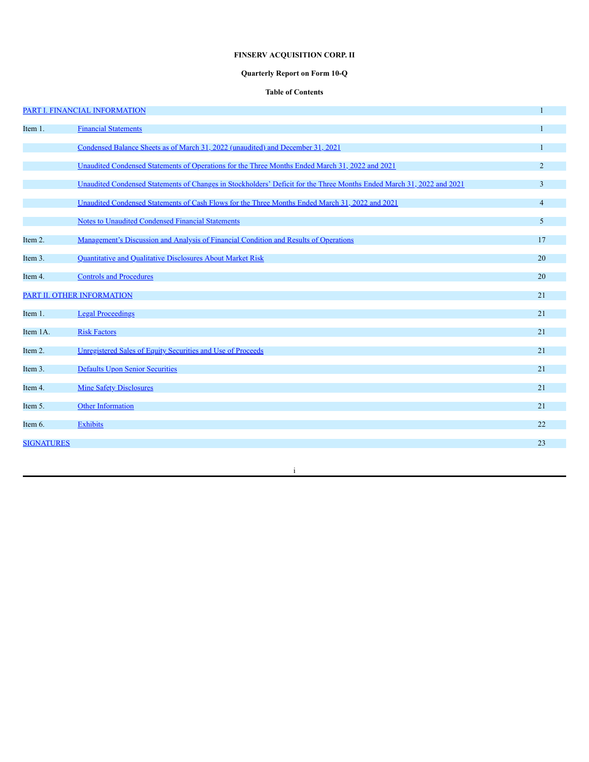**FINSERV ACQUISITION CORP. II**

**Quarterly Report on Form 10-Q**

**Table of Contents**

| | | |
|---|---|---|
| PART I. FINANCIAL INFORMATION | | 1 |
| Item 1. | Financial Statements | 1 |
| | Condensed Balance Sheets as of March 31, 2022 (unaudited) and December 31, 2021 | 1 |
| | Unaudited Condensed Statements of Operations for the Three Months Ended March 31, 2022 and 2021 | 2 |
| | Unaudited Condensed Statements of Changes in Stockholders' Deficit for the Three Months Ended March 31, 2022 and 2021 | 3 |
| | Unaudited Condensed Statements of Cash Flows for the Three Months Ended March 31, 2022 and 2021 | 4 |
| | Notes to Unaudited Condensed Financial Statements | 5 |
| Item 2. | Management's Discussion and Analysis of Financial Condition and Results of Operations | 17 |
| Item 3. | Quantitative and Qualitative Disclosures About Market Risk | 20 |
| Item 4. | Controls and Procedures | 20 |
| PART II. OTHER INFORMATION | | 21 |
| Item 1. | Legal Proceedings | 21 |
| Item 1A. | Risk Factors | 21 |
| Item 2. | Unregistered Sales of Equity Securities and Use of Proceeds | 21 |
| Item 3. | Defaults Upon Senior Securities | 21 |
| Item 4. | Mine Safety Disclosures | 21 |
| Item 5. | Other Information | 21 |
| Item 6. | Exhibits | 22 |
| SIGNATURES | | 23 |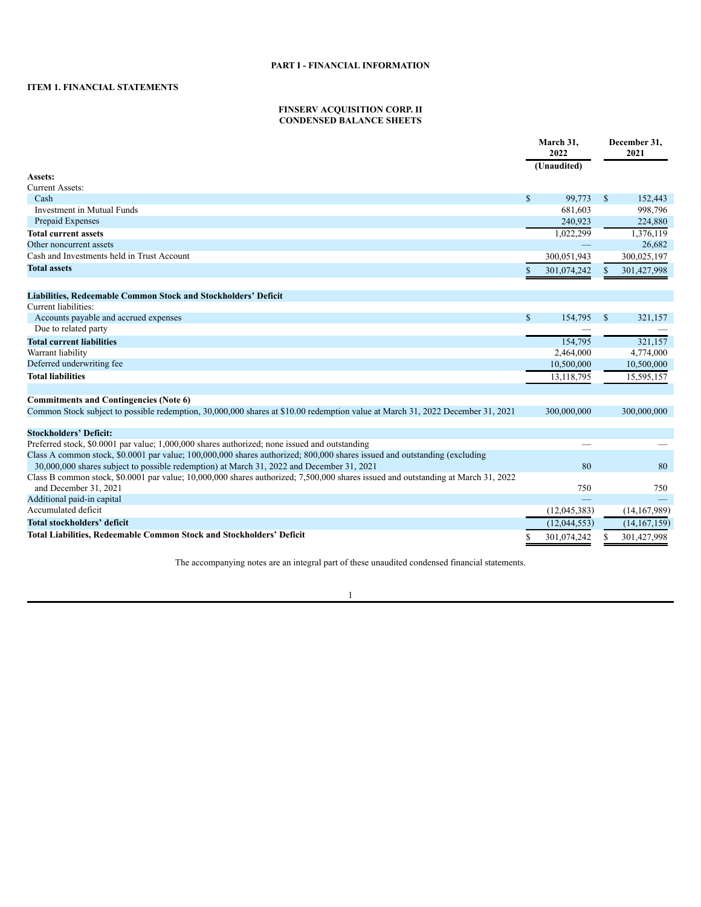**PART I - FINANCIAL INFORMATION**

**ITEM 1. FINANCIAL STATEMENTS**

**FINSERV ACQUISITION CORP. II**
**CONDENSED BALANCE SHEETS**

| | March 31, 2022 (Unaudited) | December 31, 2021 |
|---|---|---|
| **Assets:** | | |
| Current Assets: | | |
| Cash | $ 99,773 | $ 152,443 |
| Investment in Mutual Funds | 681,603 | 998,796 |
| Prepaid Expenses | 240,923 | 224,880 |
| **Total current assets** | 1,022,299 | 1,376,119 |
| Other noncurrent assets | — | 26,682 |
| Cash and Investments held in Trust Account | 300,051,943 | 300,025,197 |
| **Total assets** | $ 301,074,242 | $ 301,427,998 |
| | | |
| **Liabilities, Redeemable Common Stock and Stockholders' Deficit** | | |
| Current liabilities: | | |
| Accounts payable and accrued expenses | $ 154,795 | $ 321,157 |
| Due to related party | — | — |
| **Total current liabilities** | 154,795 | 321,157 |
| Warrant liability | 2,464,000 | 4,774,000 |
| Deferred underwriting fee | 10,500,000 | 10,500,000 |
| **Total liabilities** | 13,118,795 | 15,595,157 |
| | | |
| **Commitments and Contingencies (Note 6)** | | |
| Common Stock subject to possible redemption, 30,000,000 shares at $10.00 redemption value at March 31, 2022 December 31, 2021 | 300,000,000 | 300,000,000 |
| | | |
| **Stockholders' Deficit:** | | |
| Preferred stock, $0.0001 par value; 1,000,000 shares authorized; none issued and outstanding | — | — |
| Class A common stock, $0.0001 par value; 100,000,000 shares authorized; 800,000 shares issued and outstanding (excluding 30,000,000 shares subject to possible redemption) at March 31, 2022 and December 31, 2021 | 80 | 80 |
| Class B common stock, $0.0001 par value; 10,000,000 shares authorized; 7,500,000 shares issued and outstanding at March 31, 2022 and December 31, 2021 | 750 | 750 |
| Additional paid-in capital | — | — |
| Accumulated deficit | (12,045,383) | (14,167,989) |
| **Total stockholders' deficit** | (12,044,553) | (14,167,159) |
| **Total Liabilities, Redeemable Common Stock and Stockholders' Deficit** | $ 301,074,242 | $ 301,427,998 |

The accompanying notes are an integral part of these unaudited condensed financial statements.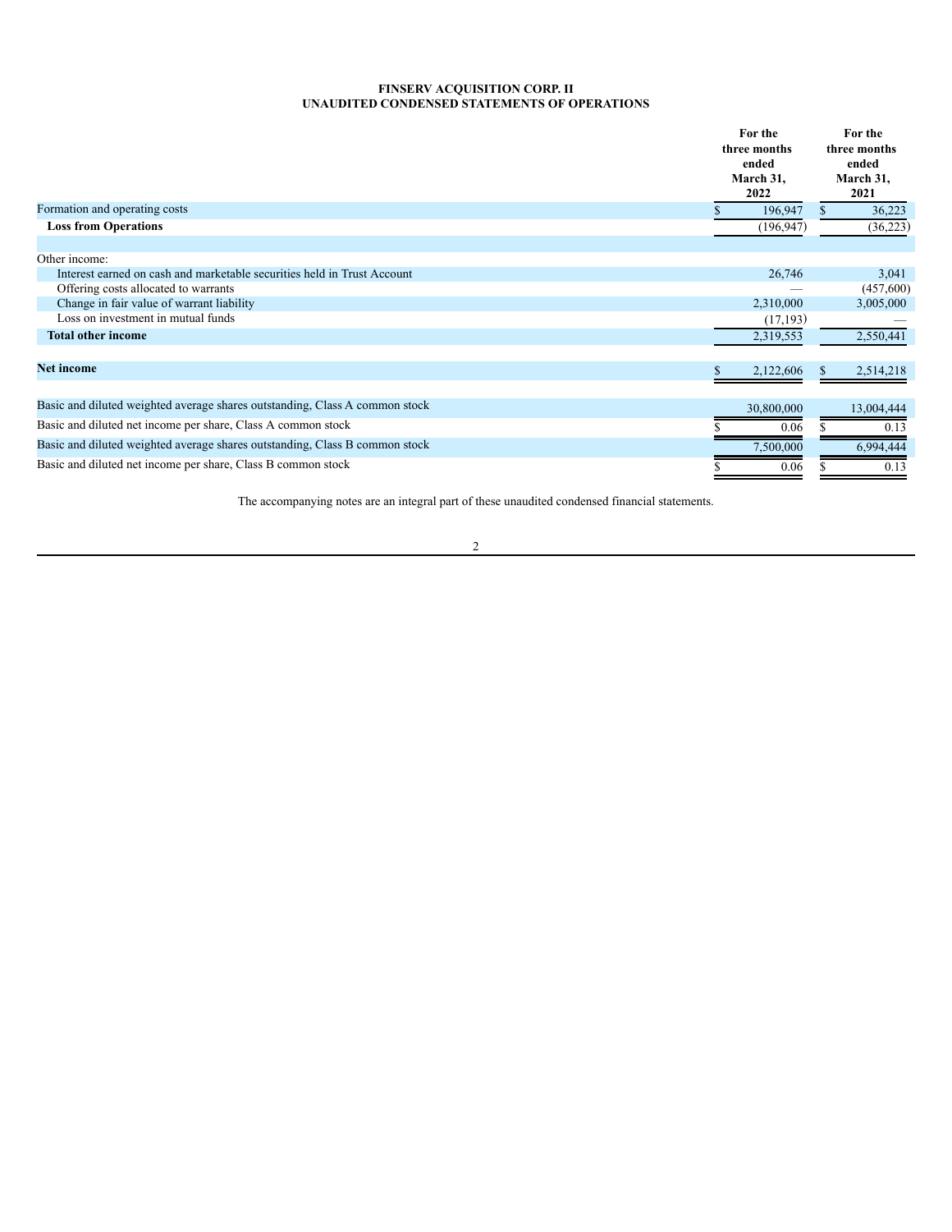**FINSERV ACQUISITION CORP. II**
**UNAUDITED CONDENSED STATEMENTS OF OPERATIONS**

| | For the three months ended March 31, 2022 | For the three months ended March 31, 2021 |
|---|---|---|
| Formation and operating costs | $ 196,947 | $ 36,223 |
| **Loss from Operations** | (196,947) | (36,223) |
| | | |
| Other income: | | |
| Interest earned on cash and marketable securities held in Trust Account | 26,746 | 3,041 |
| Offering costs allocated to warrants | — | (457,600) |
| Change in fair value of warrant liability | 2,310,000 | 3,005,000 |
| Loss on investment in mutual funds | (17,193) | — |
| **Total other income** | 2,319,553 | 2,550,441 |
| | | |
| **Net income** | $ 2,122,606 | $ 2,514,218 |
| | | |
| Basic and diluted weighted average shares outstanding, Class A common stock | 30,800,000 | 13,004,444 |
| Basic and diluted net income per share, Class A common stock | $ 0.06 | $ 0.13 |
| Basic and diluted weighted average shares outstanding, Class B common stock | 7,500,000 | 6,994,444 |
| Basic and diluted net income per share, Class B common stock | $ 0.06 | $ 0.13 |

The accompanying notes are an integral part of these unaudited condensed financial statements.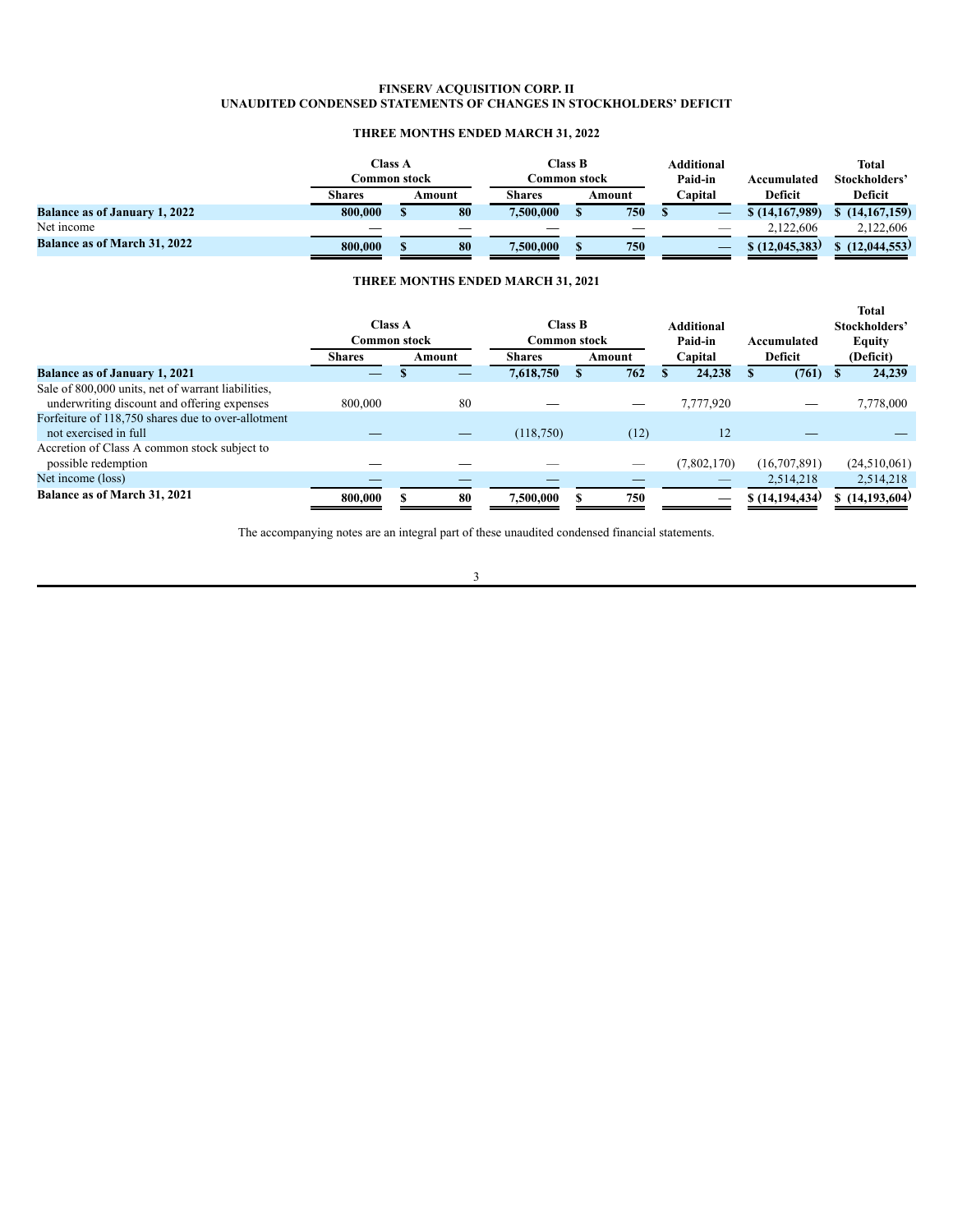**FINSERV ACQUISITION CORP. II**
**UNAUDITED CONDENSED STATEMENTS OF CHANGES IN STOCKHOLDERS' DEFICIT**

**THREE MONTHS ENDED MARCH 31, 2022**

| | Class A Common stock | | Class B Common stock | | Additional Paid-in Capital | Accumulated Deficit | Total Stockholders' Deficit |
|---|---|---|---|---|---|---|---|
| | Shares | Amount | Shares | Amount | | | |
| **Balance as of January 1, 2022** | **800,000** | **$ 80** | **7,500,000** | **$ 750** | **$ —** | **$ (14,167,989)** | **$ (14,167,159)** |
| Net income | — | — | — | — | — | 2,122,606 | 2,122,606 |
| **Balance as of March 31, 2022** | **800,000** | **$ 80** | **7,500,000** | **$ 750** | **—** | **$ (12,045,383)** | **$ (12,044,553)** |

**THREE MONTHS ENDED MARCH 31, 2021**

| | Class A Common stock | | Class B Common stock | | Additional Paid-in Capital | Accumulated Deficit | Total Stockholders' Equity (Deficit) |
|---|---|---|---|---|---|---|---|
| | Shares | Amount | Shares | Amount | | | |
| **Balance as of January 1, 2021** | **—** | **$ —** | **7,618,750** | **$ 762** | **$ 24,238** | **$ (761)** | **$ 24,239** |
| Sale of 800,000 units, net of warrant liabilities, underwriting discount and offering expenses | 800,000 | 80 | — | — | 7,777,920 | — | 7,778,000 |
| Forfeiture of 118,750 shares due to over-allotment not exercised in full | — | — | (118,750) | (12) | 12 | — | — |
| Accretion of Class A common stock subject to possible redemption | — | — | — | — | (7,802,170) | (16,707,891) | (24,510,061) |
| Net income (loss) | — | — | — | — | — | 2,514,218 | 2,514,218 |
| **Balance as of March 31, 2021** | **800,000** | **$ 80** | **7,500,000** | **$ 750** | **—** | **$ (14,194,434)** | **$ (14,193,604)** |

The accompanying notes are an integral part of these unaudited condensed financial statements.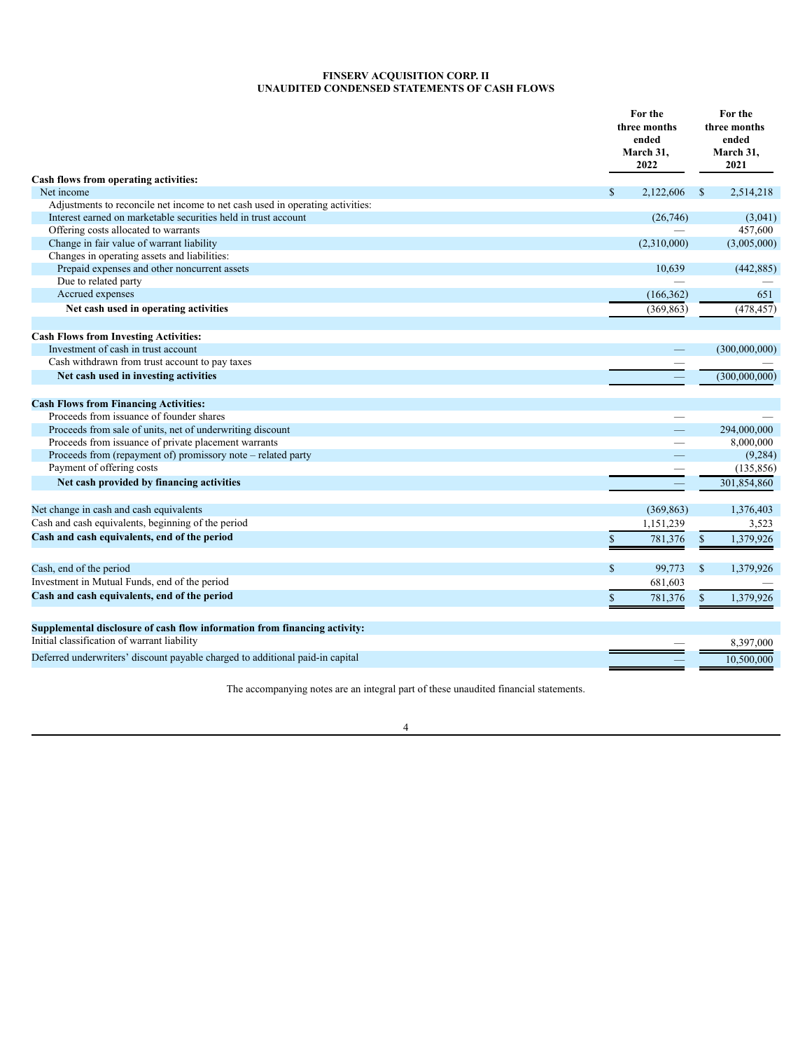**FINSERV ACQUISITION CORP. II**
**UNAUDITED CONDENSED STATEMENTS OF CASH FLOWS**

| | For the three months ended March 31, 2022 | For the three months ended March 31, 2021 |
|---|---|---|
| **Cash flows from operating activities:** | | |
| Net income | $ 2,122,606 | $ 2,514,218 |
| Adjustments to reconcile net income to net cash used in operating activities: | | |
| Interest earned on marketable securities held in trust account | (26,746) | (3,041) |
| Offering costs allocated to warrants | — | 457,600 |
| Change in fair value of warrant liability | (2,310,000) | (3,005,000) |
| Changes in operating assets and liabilities: | | |
| Prepaid expenses and other noncurrent assets | 10,639 | (442,885) |
| Due to related party | — | — |
| Accrued expenses | (166,362) | 651 |
| **Net cash used in operating activities** | (369,863) | (478,457) |
| | | |
| **Cash Flows from Investing Activities:** | | |
| Investment of cash in trust account | — | (300,000,000) |
| Cash withdrawn from trust account to pay taxes | — | — |
| **Net cash used in investing activities** | — | (300,000,000) |
| | | |
| **Cash Flows from Financing Activities:** | | |
| Proceeds from issuance of founder shares | — | — |
| Proceeds from sale of units, net of underwriting discount | — | 294,000,000 |
| Proceeds from issuance of private placement warrants | — | 8,000,000 |
| Proceeds from (repayment of) promissory note – related party | — | (9,284) |
| Payment of offering costs | — | (135,856) |
| **Net cash provided by financing activities** | — | 301,854,860 |
| | | |
| Net change in cash and cash equivalents | (369,863) | 1,376,403 |
| Cash and cash equivalents, beginning of the period | 1,151,239 | 3,523 |
| **Cash and cash equivalents, end of the period** | $ 781,376 | $ 1,379,926 |
| | | |
| Cash, end of the period | $ 99,773 | $ 1,379,926 |
| Investment in Mutual Funds, end of the period | 681,603 | — |
| **Cash and cash equivalents, end of the period** | $ 781,376 | $ 1,379,926 |
| | | |
| **Supplemental disclosure of cash flow information from financing activity:** | | |
| Initial classification of warrant liability | — | 8,397,000 |
| Deferred underwriters' discount payable charged to additional paid-in capital | — | 10,500,000 |

The accompanying notes are an integral part of these unaudited financial statements.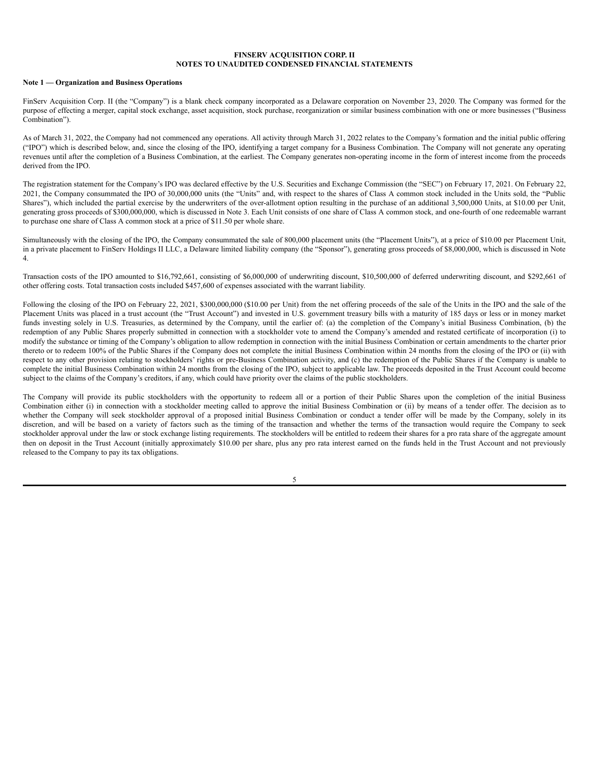**FINSERV ACQUISITION CORP. II**
**NOTES TO UNAUDITED CONDENSED FINANCIAL STATEMENTS**

**Note 1 — Organization and Business Operations**

FinServ Acquisition Corp. II (the "Company") is a blank check company incorporated as a Delaware corporation on November 23, 2020. The Company was formed for the purpose of effecting a merger, capital stock exchange, asset acquisition, stock purchase, reorganization or similar business combination with one or more businesses ("Business Combination").

As of March 31, 2022, the Company had not commenced any operations. All activity through March 31, 2022 relates to the Company's formation and the initial public offering ("IPO") which is described below, and, since the closing of the IPO, identifying a target company for a Business Combination. The Company will not generate any operating revenues until after the completion of a Business Combination, at the earliest. The Company generates non-operating income in the form of interest income from the proceeds derived from the IPO.

The registration statement for the Company's IPO was declared effective by the U.S. Securities and Exchange Commission (the "SEC") on February 17, 2021. On February 22, 2021, the Company consummated the IPO of 30,000,000 units (the "Units" and, with respect to the shares of Class A common stock included in the Units sold, the "Public Shares"), which included the partial exercise by the underwriters of the over-allotment option resulting in the purchase of an additional 3,500,000 Units, at $10.00 per Unit, generating gross proceeds of $300,000,000, which is discussed in Note 3. Each Unit consists of one share of Class A common stock, and one-fourth of one redeemable warrant to purchase one share of Class A common stock at a price of $11.50 per whole share.

Simultaneously with the closing of the IPO, the Company consummated the sale of 800,000 placement units (the "Placement Units"), at a price of $10.00 per Placement Unit, in a private placement to FinServ Holdings II LLC, a Delaware limited liability company (the "Sponsor"), generating gross proceeds of $8,000,000, which is discussed in Note 4.

Transaction costs of the IPO amounted to $16,792,661, consisting of $6,000,000 of underwriting discount, $10,500,000 of deferred underwriting discount, and $292,661 of other offering costs. Total transaction costs included $457,600 of expenses associated with the warrant liability.

Following the closing of the IPO on February 22, 2021, $300,000,000 ($10.00 per Unit) from the net offering proceeds of the sale of the Units in the IPO and the sale of the Placement Units was placed in a trust account (the "Trust Account") and invested in U.S. government treasury bills with a maturity of 185 days or less or in money market funds investing solely in U.S. Treasuries, as determined by the Company, until the earlier of: (a) the completion of the Company's initial Business Combination, (b) the redemption of any Public Shares properly submitted in connection with a stockholder vote to amend the Company's amended and restated certificate of incorporation (i) to modify the substance or timing of the Company's obligation to allow redemption in connection with the initial Business Combination or certain amendments to the charter prior thereto or to redeem 100% of the Public Shares if the Company does not complete the initial Business Combination within 24 months from the closing of the IPO or (ii) with respect to any other provision relating to stockholders' rights or pre-Business Combination activity, and (c) the redemption of the Public Shares if the Company is unable to complete the initial Business Combination within 24 months from the closing of the IPO, subject to applicable law. The proceeds deposited in the Trust Account could become subject to the claims of the Company's creditors, if any, which could have priority over the claims of the public stockholders.

The Company will provide its public stockholders with the opportunity to redeem all or a portion of their Public Shares upon the completion of the initial Business Combination either (i) in connection with a stockholder meeting called to approve the initial Business Combination or (ii) by means of a tender offer. The decision as to whether the Company will seek stockholder approval of a proposed initial Business Combination or conduct a tender offer will be made by the Company, solely in its discretion, and will be based on a variety of factors such as the timing of the transaction and whether the terms of the transaction would require the Company to seek stockholder approval under the law or stock exchange listing requirements. The stockholders will be entitled to redeem their shares for a pro rata share of the aggregate amount then on deposit in the Trust Account (initially approximately $10.00 per share, plus any pro rata interest earned on the funds held in the Trust Account and not previously released to the Company to pay its tax obligations.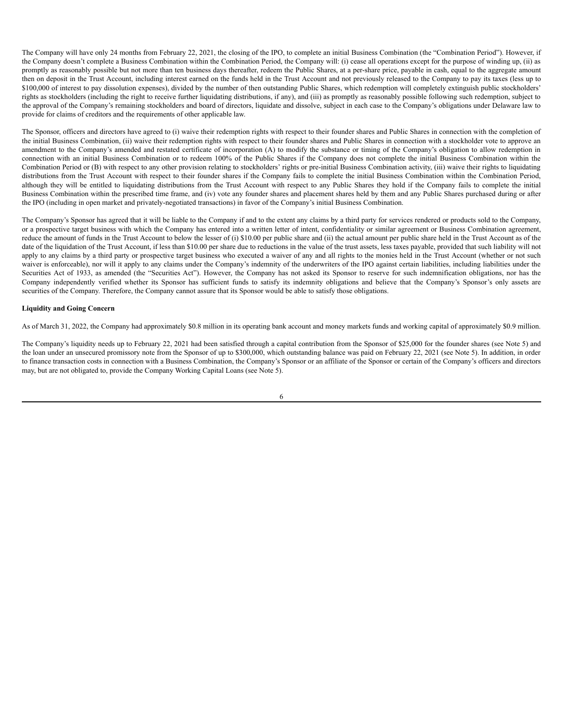The Company will have only 24 months from February 22, 2021, the closing of the IPO, to complete an initial Business Combination (the "Combination Period"). However, if the Company doesn't complete a Business Combination within the Combination Period, the Company will: (i) cease all operations except for the purpose of winding up, (ii) as promptly as reasonably possible but not more than ten business days thereafter, redeem the Public Shares, at a per-share price, payable in cash, equal to the aggregate amount then on deposit in the Trust Account, including interest earned on the funds held in the Trust Account and not previously released to the Company to pay its taxes (less up to $100,000 of interest to pay dissolution expenses), divided by the number of then outstanding Public Shares, which redemption will completely extinguish public stockholders' rights as stockholders (including the right to receive further liquidating distributions, if any), and (iii) as promptly as reasonably possible following such redemption, subject to the approval of the Company's remaining stockholders and board of directors, liquidate and dissolve, subject in each case to the Company's obligations under Delaware law to provide for claims of creditors and the requirements of other applicable law.

The Sponsor, officers and directors have agreed to (i) waive their redemption rights with respect to their founder shares and Public Shares in connection with the completion of the initial Business Combination, (ii) waive their redemption rights with respect to their founder shares and Public Shares in connection with a stockholder vote to approve an amendment to the Company's amended and restated certificate of incorporation (A) to modify the substance or timing of the Company's obligation to allow redemption in connection with an initial Business Combination or to redeem 100% of the Public Shares if the Company does not complete the initial Business Combination within the Combination Period or (B) with respect to any other provision relating to stockholders' rights or pre-initial Business Combination activity, (iii) waive their rights to liquidating distributions from the Trust Account with respect to their founder shares if the Company fails to complete the initial Business Combination within the Combination Period, although they will be entitled to liquidating distributions from the Trust Account with respect to any Public Shares they hold if the Company fails to complete the initial Business Combination within the prescribed time frame, and (iv) vote any founder shares and placement shares held by them and any Public Shares purchased during or after the IPO (including in open market and privately-negotiated transactions) in favor of the Company's initial Business Combination.

The Company's Sponsor has agreed that it will be liable to the Company if and to the extent any claims by a third party for services rendered or products sold to the Company, or a prospective target business with which the Company has entered into a written letter of intent, confidentiality or similar agreement or Business Combination agreement, reduce the amount of funds in the Trust Account to below the lesser of (i) $10.00 per public share and (ii) the actual amount per public share held in the Trust Account as of the date of the liquidation of the Trust Account, if less than $10.00 per share due to reductions in the value of the trust assets, less taxes payable, provided that such liability will not apply to any claims by a third party or prospective target business who executed a waiver of any and all rights to the monies held in the Trust Account (whether or not such waiver is enforceable), nor will it apply to any claims under the Company's indemnity of the underwriters of the IPO against certain liabilities, including liabilities under the Securities Act of 1933, as amended (the "Securities Act"). However, the Company has not asked its Sponsor to reserve for such indemnification obligations, nor has the Company independently verified whether its Sponsor has sufficient funds to satisfy its indemnity obligations and believe that the Company's Sponsor's only assets are securities of the Company. Therefore, the Company cannot assure that its Sponsor would be able to satisfy those obligations.

**Liquidity and Going Concern**

As of March 31, 2022, the Company had approximately $0.8 million in its operating bank account and money markets funds and working capital of approximately $0.9 million.

The Company's liquidity needs up to February 22, 2021 had been satisfied through a capital contribution from the Sponsor of $25,000 for the founder shares (see Note 5) and the loan under an unsecured promissory note from the Sponsor of up to $300,000, which outstanding balance was paid on February 22, 2021 (see Note 5). In addition, in order to finance transaction costs in connection with a Business Combination, the Company's Sponsor or an affiliate of the Sponsor or certain of the Company's officers and directors may, but are not obligated to, provide the Company Working Capital Loans (see Note 5).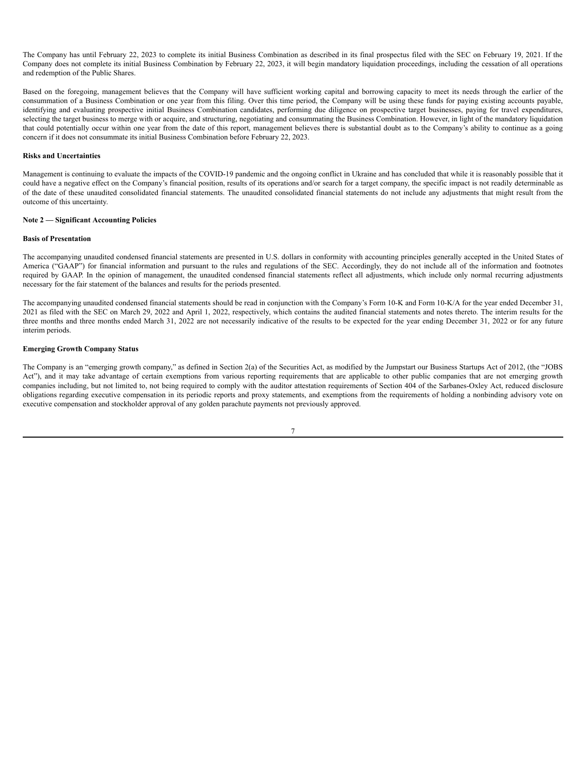The Company has until February 22, 2023 to complete its initial Business Combination as described in its final prospectus filed with the SEC on February 19, 2021. If the Company does not complete its initial Business Combination by February 22, 2023, it will begin mandatory liquidation proceedings, including the cessation of all operations and redemption of the Public Shares.

Based on the foregoing, management believes that the Company will have sufficient working capital and borrowing capacity to meet its needs through the earlier of the consummation of a Business Combination or one year from this filing. Over this time period, the Company will be using these funds for paying existing accounts payable, identifying and evaluating prospective initial Business Combination candidates, performing due diligence on prospective target businesses, paying for travel expenditures, selecting the target business to merge with or acquire, and structuring, negotiating and consummating the Business Combination. However, in light of the mandatory liquidation that could potentially occur within one year from the date of this report, management believes there is substantial doubt as to the Company's ability to continue as a going concern if it does not consummate its initial Business Combination before February 22, 2023.

**Risks and Uncertainties**

Management is continuing to evaluate the impacts of the COVID-19 pandemic and the ongoing conflict in Ukraine and has concluded that while it is reasonably possible that it could have a negative effect on the Company's financial position, results of its operations and/or search for a target company, the specific impact is not readily determinable as of the date of these unaudited consolidated financial statements. The unaudited consolidated financial statements do not include any adjustments that might result from the outcome of this uncertainty.

**Note 2 — Significant Accounting Policies**

**Basis of Presentation**

The accompanying unaudited condensed financial statements are presented in U.S. dollars in conformity with accounting principles generally accepted in the United States of America ("GAAP") for financial information and pursuant to the rules and regulations of the SEC. Accordingly, they do not include all of the information and footnotes required by GAAP. In the opinion of management, the unaudited condensed financial statements reflect all adjustments, which include only normal recurring adjustments necessary for the fair statement of the balances and results for the periods presented.

The accompanying unaudited condensed financial statements should be read in conjunction with the Company's Form 10-K and Form 10-K/A for the year ended December 31, 2021 as filed with the SEC on March 29, 2022 and April 1, 2022, respectively, which contains the audited financial statements and notes thereto. The interim results for the three months and three months ended March 31, 2022 are not necessarily indicative of the results to be expected for the year ending December 31, 2022 or for any future interim periods.

**Emerging Growth Company Status**

The Company is an "emerging growth company," as defined in Section 2(a) of the Securities Act, as modified by the Jumpstart our Business Startups Act of 2012, (the "JOBS Act"), and it may take advantage of certain exemptions from various reporting requirements that are applicable to other public companies that are not emerging growth companies including, but not limited to, not being required to comply with the auditor attestation requirements of Section 404 of the Sarbanes-Oxley Act, reduced disclosure obligations regarding executive compensation in its periodic reports and proxy statements, and exemptions from the requirements of holding a nonbinding advisory vote on executive compensation and stockholder approval of any golden parachute payments not previously approved.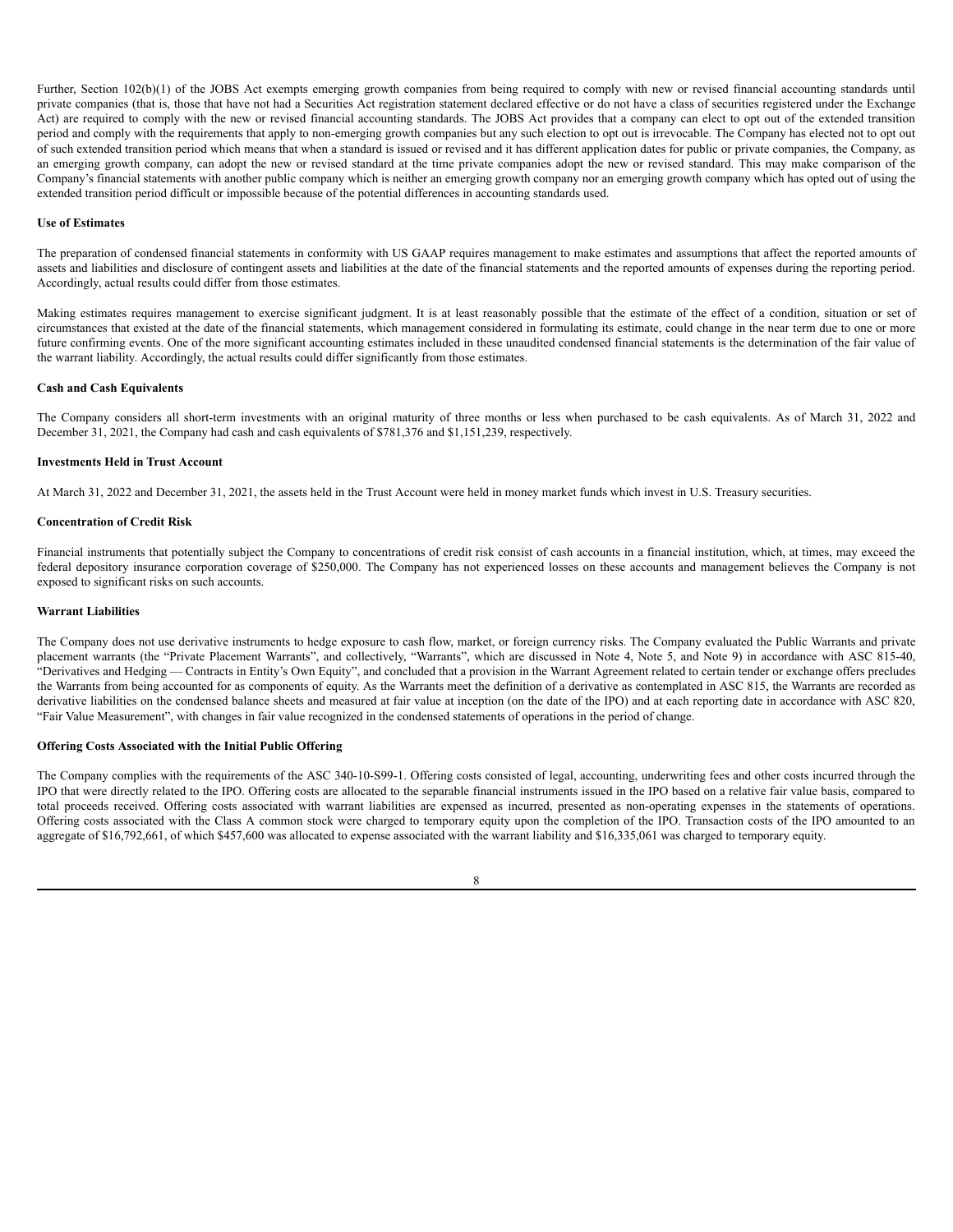Further, Section 102(b)(1) of the JOBS Act exempts emerging growth companies from being required to comply with new or revised financial accounting standards until private companies (that is, those that have not had a Securities Act registration statement declared effective or do not have a class of securities registered under the Exchange Act) are required to comply with the new or revised financial accounting standards. The JOBS Act provides that a company can elect to opt out of the extended transition period and comply with the requirements that apply to non-emerging growth companies but any such election to opt out is irrevocable. The Company has elected not to opt out of such extended transition period which means that when a standard is issued or revised and it has different application dates for public or private companies, the Company, as an emerging growth company, can adopt the new or revised standard at the time private companies adopt the new or revised standard. This may make comparison of the Company's financial statements with another public company which is neither an emerging growth company nor an emerging growth company which has opted out of using the extended transition period difficult or impossible because of the potential differences in accounting standards used.

**Use of Estimates**

The preparation of condensed financial statements in conformity with US GAAP requires management to make estimates and assumptions that affect the reported amounts of assets and liabilities and disclosure of contingent assets and liabilities at the date of the financial statements and the reported amounts of expenses during the reporting period. Accordingly, actual results could differ from those estimates.

Making estimates requires management to exercise significant judgment. It is at least reasonably possible that the estimate of the effect of a condition, situation or set of circumstances that existed at the date of the financial statements, which management considered in formulating its estimate, could change in the near term due to one or more future confirming events. One of the more significant accounting estimates included in these unaudited condensed financial statements is the determination of the fair value of the warrant liability. Accordingly, the actual results could differ significantly from those estimates.

**Cash and Cash Equivalents**

The Company considers all short-term investments with an original maturity of three months or less when purchased to be cash equivalents. As of March 31, 2022 and December 31, 2021, the Company had cash and cash equivalents of $781,376 and $1,151,239, respectively.

**Investments Held in Trust Account**

At March 31, 2022 and December 31, 2021, the assets held in the Trust Account were held in money market funds which invest in U.S. Treasury securities.

**Concentration of Credit Risk**

Financial instruments that potentially subject the Company to concentrations of credit risk consist of cash accounts in a financial institution, which, at times, may exceed the federal depository insurance corporation coverage of $250,000. The Company has not experienced losses on these accounts and management believes the Company is not exposed to significant risks on such accounts.

**Warrant Liabilities**

The Company does not use derivative instruments to hedge exposure to cash flow, market, or foreign currency risks. The Company evaluated the Public Warrants and private placement warrants (the "Private Placement Warrants", and collectively, "Warrants", which are discussed in Note 4, Note 5, and Note 9) in accordance with ASC 815-40, "Derivatives and Hedging — Contracts in Entity's Own Equity", and concluded that a provision in the Warrant Agreement related to certain tender or exchange offers precludes the Warrants from being accounted for as components of equity. As the Warrants meet the definition of a derivative as contemplated in ASC 815, the Warrants are recorded as derivative liabilities on the condensed balance sheets and measured at fair value at inception (on the date of the IPO) and at each reporting date in accordance with ASC 820, "Fair Value Measurement", with changes in fair value recognized in the condensed statements of operations in the period of change.

**Offering Costs Associated with the Initial Public Offering**

The Company complies with the requirements of the ASC 340-10-S99-1. Offering costs consisted of legal, accounting, underwriting fees and other costs incurred through the IPO that were directly related to the IPO. Offering costs are allocated to the separable financial instruments issued in the IPO based on a relative fair value basis, compared to total proceeds received. Offering costs associated with warrant liabilities are expensed as incurred, presented as non-operating expenses in the statements of operations. Offering costs associated with the Class A common stock were charged to temporary equity upon the completion of the IPO. Transaction costs of the IPO amounted to an aggregate of $16,792,661, of which $457,600 was allocated to expense associated with the warrant liability and $16,335,061 was charged to temporary equity.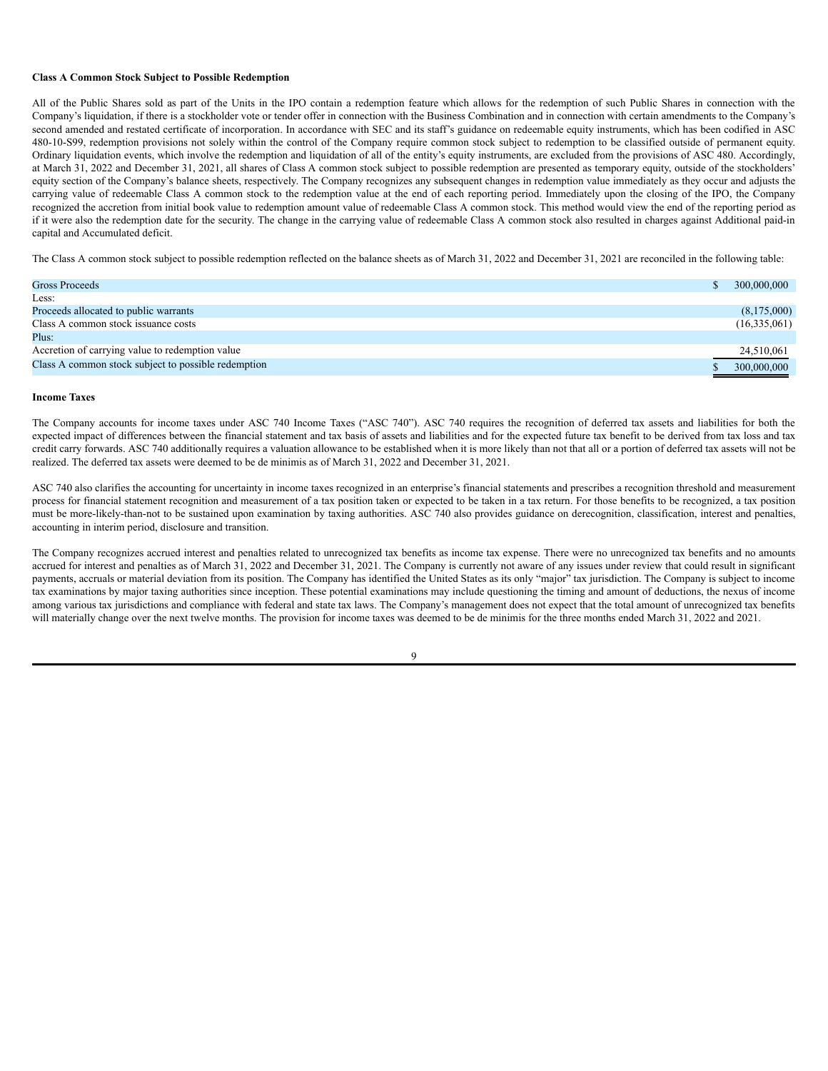**Class A Common Stock Subject to Possible Redemption**

All of the Public Shares sold as part of the Units in the IPO contain a redemption feature which allows for the redemption of such Public Shares in connection with the Company's liquidation, if there is a stockholder vote or tender offer in connection with the Business Combination and in connection with certain amendments to the Company's second amended and restated certificate of incorporation. In accordance with SEC and its staff's guidance on redeemable equity instruments, which has been codified in ASC 480-10-S99, redemption provisions not solely within the control of the Company require common stock subject to redemption to be classified outside of permanent equity. Ordinary liquidation events, which involve the redemption and liquidation of all of the entity's equity instruments, are excluded from the provisions of ASC 480. Accordingly, at March 31, 2022 and December 31, 2021, all shares of Class A common stock subject to possible redemption are presented as temporary equity, outside of the stockholders' equity section of the Company's balance sheets, respectively. The Company recognizes any subsequent changes in redemption value immediately as they occur and adjusts the carrying value of redeemable Class A common stock to the redemption value at the end of each reporting period. Immediately upon the closing of the IPO, the Company recognized the accretion from initial book value to redemption amount value of redeemable Class A common stock. This method would view the end of the reporting period as if it were also the redemption date for the security. The change in the carrying value of redeemable Class A common stock also resulted in charges against Additional paid-in capital and Accumulated deficit.

The Class A common stock subject to possible redemption reflected on the balance sheets as of March 31, 2022 and December 31, 2021 are reconciled in the following table:

| | |
|---|---|
| Gross Proceeds | $ 300,000,000 |
| Less: | |
| Proceeds allocated to public warrants | (8,175,000) |
| Class A common stock issuance costs | (16,335,061) |
| Plus: | |
| Accretion of carrying value to redemption value | 24,510,061 |
| Class A common stock subject to possible redemption | $ 300,000,000 |

**Income Taxes**

The Company accounts for income taxes under ASC 740 Income Taxes ("ASC 740"). ASC 740 requires the recognition of deferred tax assets and liabilities for both the expected impact of differences between the financial statement and tax basis of assets and liabilities and for the expected future tax benefit to be derived from tax loss and tax credit carry forwards. ASC 740 additionally requires a valuation allowance to be established when it is more likely than not that all or a portion of deferred tax assets will not be realized. The deferred tax assets were deemed to be de minimis as of March 31, 2022 and December 31, 2021.

ASC 740 also clarifies the accounting for uncertainty in income taxes recognized in an enterprise's financial statements and prescribes a recognition threshold and measurement process for financial statement recognition and measurement of a tax position taken or expected to be taken in a tax return. For those benefits to be recognized, a tax position must be more-likely-than-not to be sustained upon examination by taxing authorities. ASC 740 also provides guidance on derecognition, classification, interest and penalties, accounting in interim period, disclosure and transition.

The Company recognizes accrued interest and penalties related to unrecognized tax benefits as income tax expense. There were no unrecognized tax benefits and no amounts accrued for interest and penalties as of March 31, 2022 and December 31, 2021. The Company is currently not aware of any issues under review that could result in significant payments, accruals or material deviation from its position. The Company has identified the United States as its only "major" tax jurisdiction. The Company is subject to income tax examinations by major taxing authorities since inception. These potential examinations may include questioning the timing and amount of deductions, the nexus of income among various tax jurisdictions and compliance with federal and state tax laws. The Company's management does not expect that the total amount of unrecognized tax benefits will materially change over the next twelve months. The provision for income taxes was deemed to be de minimis for the three months ended March 31, 2022 and 2021.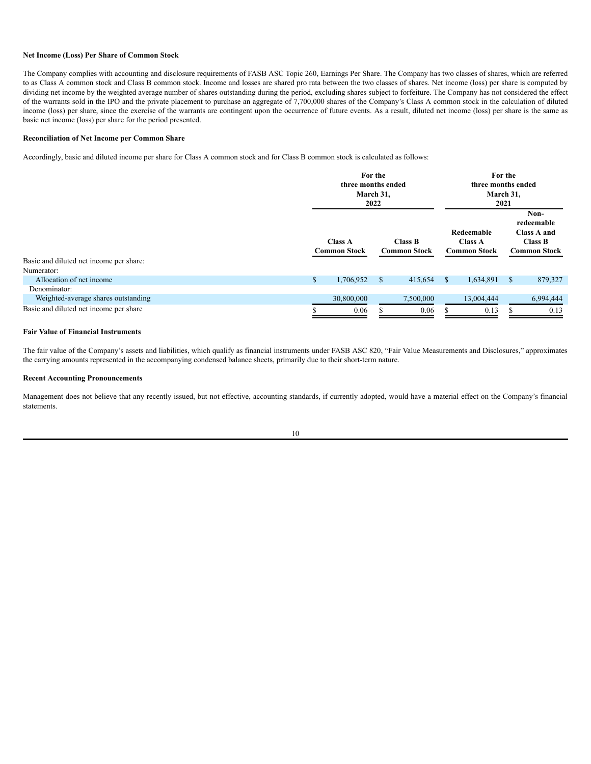### Net Income (Loss) Per Share of Common Stock

The Company complies with accounting and disclosure requirements of FASB ASC Topic 260, Earnings Per Share. The Company has two classes of shares, which are referred to as Class A common stock and Class B common stock. Income and losses are shared pro rata between the two classes of shares. Net income (loss) per share is computed by dividing net income by the weighted average number of shares outstanding during the period, excluding shares subject to forfeiture. The Company has not considered the effect of the warrants sold in the IPO and the private placement to purchase an aggregate of 7,700,000 shares of the Company's Class A common stock in the calculation of diluted income (loss) per share, since the exercise of the warrants are contingent upon the occurrence of future events. As a result, diluted net income (loss) per share is the same as basic net income (loss) per share for the period presented.

### Reconciliation of Net Income per Common Share

Accordingly, basic and diluted income per share for Class A common stock and for Class B common stock is calculated as follows:

| | For the three months ended March 31, 2022 | | For the three months ended March 31, 2021 | |
|---|---|---|---|---|
| | Class A Common Stock | Class B Common Stock | Redeemable Class A Common Stock | Non-redeemable Class A and Class B Common Stock |
| Basic and diluted net income per share: | | | | |
| Numerator: | | | | |
| Allocation of net income | $ 1,706,952 | $ 415,654 | $ 1,634,891 | $ 879,327 |
| Denominator: | | | | |
| Weighted-average shares outstanding | 30,800,000 | 7,500,000 | 13,004,444 | 6,994,444 |
| Basic and diluted net income per share | $ 0.06 | $ 0.06 | $ 0.13 | $ 0.13 |

### Fair Value of Financial Instruments

The fair value of the Company's assets and liabilities, which qualify as financial instruments under FASB ASC 820, "Fair Value Measurements and Disclosures," approximates the carrying amounts represented in the accompanying condensed balance sheets, primarily due to their short-term nature.

### Recent Accounting Pronouncements

Management does not believe that any recently issued, but not effective, accounting standards, if currently adopted, would have a material effect on the Company's financial statements.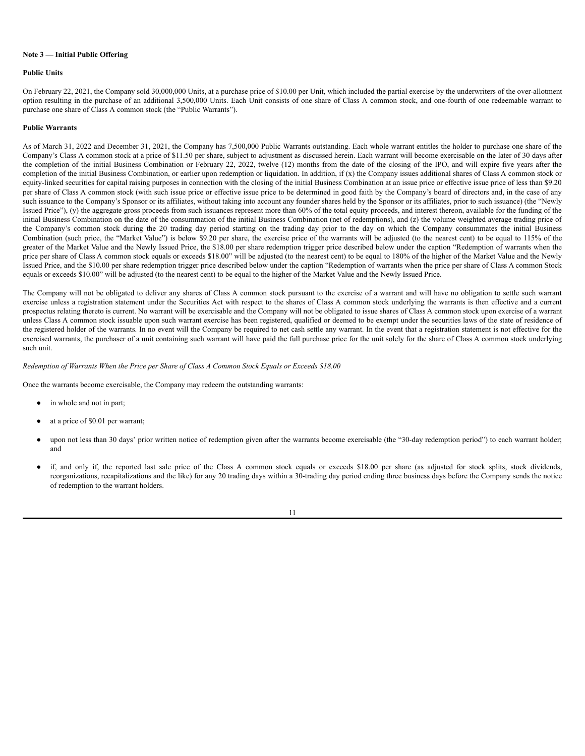**Note 3 — Initial Public Offering**

**Public Units**

On February 22, 2021, the Company sold 30,000,000 Units, at a purchase price of $10.00 per Unit, which included the partial exercise by the underwriters of the over-allotment option resulting in the purchase of an additional 3,500,000 Units. Each Unit consists of one share of Class A common stock, and one-fourth of one redeemable warrant to purchase one share of Class A common stock (the "Public Warrants").

**Public Warrants**

As of March 31, 2022 and December 31, 2021, the Company has 7,500,000 Public Warrants outstanding. Each whole warrant entitles the holder to purchase one share of the Company's Class A common stock at a price of $11.50 per share, subject to adjustment as discussed herein. Each warrant will become exercisable on the later of 30 days after the completion of the initial Business Combination or February 22, 2022, twelve (12) months from the date of the closing of the IPO, and will expire five years after the completion of the initial Business Combination, or earlier upon redemption or liquidation. In addition, if (x) the Company issues additional shares of Class A common stock or equity-linked securities for capital raising purposes in connection with the closing of the initial Business Combination at an issue price or effective issue price of less than $9.20 per share of Class A common stock (with such issue price or effective issue price to be determined in good faith by the Company's board of directors and, in the case of any such issuance to the Company's Sponsor or its affiliates, without taking into account any founder shares held by the Sponsor or its affiliates, prior to such issuance) (the "Newly Issued Price"), (y) the aggregate gross proceeds from such issuances represent more than 60% of the total equity proceeds, and interest thereon, available for the funding of the initial Business Combination on the date of the consummation of the initial Business Combination (net of redemptions), and (z) the volume weighted average trading price of the Company's common stock during the 20 trading day period starting on the trading day prior to the day on which the Company consummates the initial Business Combination (such price, the "Market Value") is below $9.20 per share, the exercise price of the warrants will be adjusted (to the nearest cent) to be equal to 115% of the greater of the Market Value and the Newly Issued Price, the $18.00 per share redemption trigger price described below under the caption "Redemption of warrants when the price per share of Class A common stock equals or exceeds $18.00" will be adjusted (to the nearest cent) to be equal to 180% of the higher of the Market Value and the Newly Issued Price, and the $10.00 per share redemption trigger price described below under the caption "Redemption of warrants when the price per share of Class A common Stock equals or exceeds $10.00" will be adjusted (to the nearest cent) to be equal to the higher of the Market Value and the Newly Issued Price.

The Company will not be obligated to deliver any shares of Class A common stock pursuant to the exercise of a warrant and will have no obligation to settle such warrant exercise unless a registration statement under the Securities Act with respect to the shares of Class A common stock underlying the warrants is then effective and a current prospectus relating thereto is current. No warrant will be exercisable and the Company will not be obligated to issue shares of Class A common stock upon exercise of a warrant unless Class A common stock issuable upon such warrant exercise has been registered, qualified or deemed to be exempt under the securities laws of the state of residence of the registered holder of the warrants. In no event will the Company be required to net cash settle any warrant. In the event that a registration statement is not effective for the exercised warrants, the purchaser of a unit containing such warrant will have paid the full purchase price for the unit solely for the share of Class A common stock underlying such unit.

*Redemption of Warrants When the Price per Share of Class A Common Stock Equals or Exceeds $18.00*

Once the warrants become exercisable, the Company may redeem the outstanding warrants:

- in whole and not in part;
- at a price of $0.01 per warrant;
- upon not less than 30 days' prior written notice of redemption given after the warrants become exercisable (the "30-day redemption period") to each warrant holder; and
- if, and only if, the reported last sale price of the Class A common stock equals or exceeds $18.00 per share (as adjusted for stock splits, stock dividends, reorganizations, recapitalizations and the like) for any 20 trading days within a 30-trading day period ending three business days before the Company sends the notice of redemption to the warrant holders.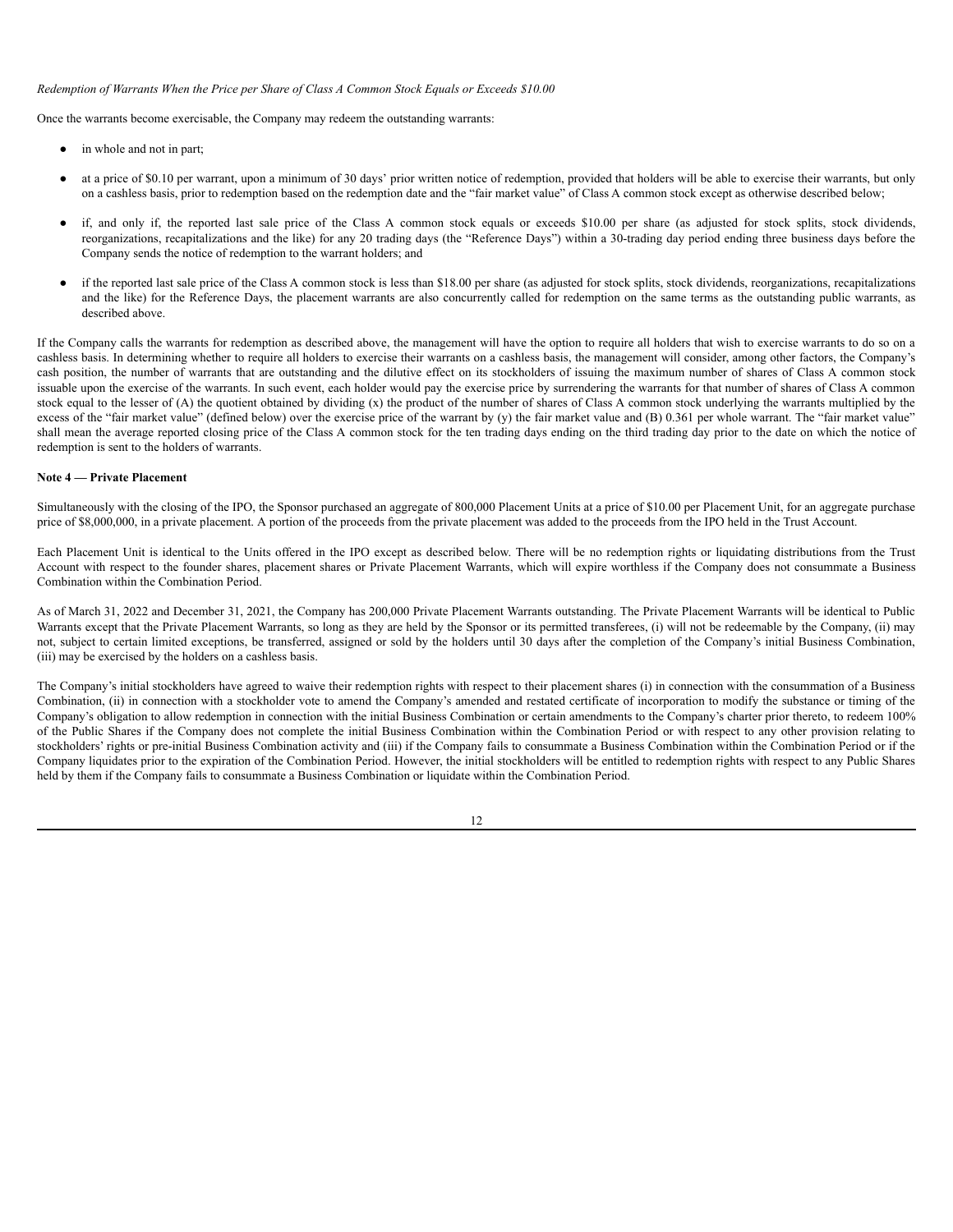*Redemption of Warrants When the Price per Share of Class A Common Stock Equals or Exceeds $10.00*

Once the warrants become exercisable, the Company may redeem the outstanding warrants:

- in whole and not in part;
- at a price of $0.10 per warrant, upon a minimum of 30 days' prior written notice of redemption, provided that holders will be able to exercise their warrants, but only on a cashless basis, prior to redemption based on the redemption date and the "fair market value" of Class A common stock except as otherwise described below;
- if, and only if, the reported last sale price of the Class A common stock equals or exceeds $10.00 per share (as adjusted for stock splits, stock dividends, reorganizations, recapitalizations and the like) for any 20 trading days (the "Reference Days") within a 30-trading day period ending three business days before the Company sends the notice of redemption to the warrant holders; and
- if the reported last sale price of the Class A common stock is less than $18.00 per share (as adjusted for stock splits, stock dividends, reorganizations, recapitalizations and the like) for the Reference Days, the placement warrants are also concurrently called for redemption on the same terms as the outstanding public warrants, as described above.

If the Company calls the warrants for redemption as described above, the management will have the option to require all holders that wish to exercise warrants to do so on a cashless basis. In determining whether to require all holders to exercise their warrants on a cashless basis, the management will consider, among other factors, the Company's cash position, the number of warrants that are outstanding and the dilutive effect on its stockholders of issuing the maximum number of shares of Class A common stock issuable upon the exercise of the warrants. In such event, each holder would pay the exercise price by surrendering the warrants for that number of shares of Class A common stock equal to the lesser of (A) the quotient obtained by dividing (x) the product of the number of shares of Class A common stock underlying the warrants multiplied by the excess of the "fair market value" (defined below) over the exercise price of the warrant by (y) the fair market value and (B) 0.361 per whole warrant. The "fair market value" shall mean the average reported closing price of the Class A common stock for the ten trading days ending on the third trading day prior to the date on which the notice of redemption is sent to the holders of warrants.

**Note 4 — Private Placement**

Simultaneously with the closing of the IPO, the Sponsor purchased an aggregate of 800,000 Placement Units at a price of $10.00 per Placement Unit, for an aggregate purchase price of $8,000,000, in a private placement. A portion of the proceeds from the private placement was added to the proceeds from the IPO held in the Trust Account.

Each Placement Unit is identical to the Units offered in the IPO except as described below. There will be no redemption rights or liquidating distributions from the Trust Account with respect to the founder shares, placement shares or Private Placement Warrants, which will expire worthless if the Company does not consummate a Business Combination within the Combination Period.

As of March 31, 2022 and December 31, 2021, the Company has 200,000 Private Placement Warrants outstanding. The Private Placement Warrants will be identical to Public Warrants except that the Private Placement Warrants, so long as they are held by the Sponsor or its permitted transferees, (i) will not be redeemable by the Company, (ii) may not, subject to certain limited exceptions, be transferred, assigned or sold by the holders until 30 days after the completion of the Company's initial Business Combination, (iii) may be exercised by the holders on a cashless basis.

The Company's initial stockholders have agreed to waive their redemption rights with respect to their placement shares (i) in connection with the consummation of a Business Combination, (ii) in connection with a stockholder vote to amend the Company's amended and restated certificate of incorporation to modify the substance or timing of the Company's obligation to allow redemption in connection with the initial Business Combination or certain amendments to the Company's charter prior thereto, to redeem 100% of the Public Shares if the Company does not complete the initial Business Combination within the Combination Period or with respect to any other provision relating to stockholders' rights or pre-initial Business Combination activity and (iii) if the Company fails to consummate a Business Combination within the Combination Period or if the Company liquidates prior to the expiration of the Combination Period. However, the initial stockholders will be entitled to redemption rights with respect to any Public Shares held by them if the Company fails to consummate a Business Combination or liquidate within the Combination Period.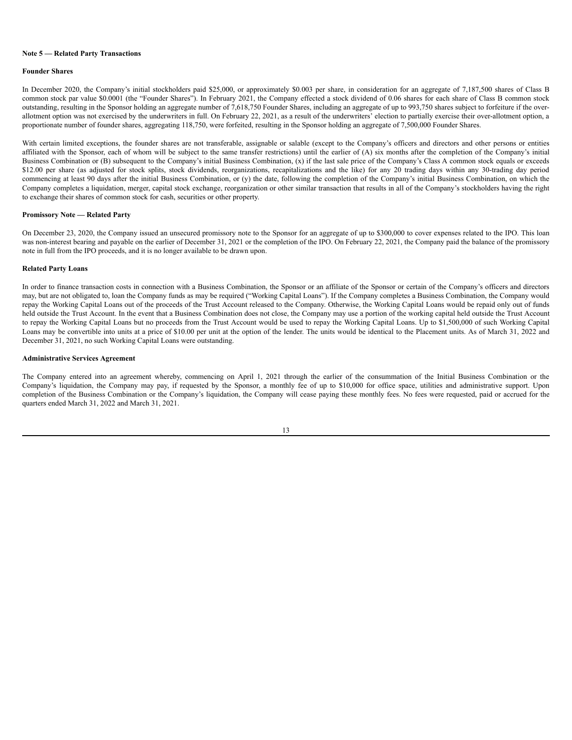**Note 5 — Related Party Transactions**

**Founder Shares**

In December 2020, the Company's initial stockholders paid $25,000, or approximately $0.003 per share, in consideration for an aggregate of 7,187,500 shares of Class B common stock par value $0.0001 (the "Founder Shares"). In February 2021, the Company effected a stock dividend of 0.06 shares for each share of Class B common stock outstanding, resulting in the Sponsor holding an aggregate number of 7,618,750 Founder Shares, including an aggregate of up to 993,750 shares subject to forfeiture if the over-allotment option was not exercised by the underwriters in full. On February 22, 2021, as a result of the underwriters' election to partially exercise their over-allotment option, a proportionate number of founder shares, aggregating 118,750, were forfeited, resulting in the Sponsor holding an aggregate of 7,500,000 Founder Shares.

With certain limited exceptions, the founder shares are not transferable, assignable or salable (except to the Company's officers and directors and other persons or entities affiliated with the Sponsor, each of whom will be subject to the same transfer restrictions) until the earlier of (A) six months after the completion of the Company's initial Business Combination or (B) subsequent to the Company's initial Business Combination, (x) if the last sale price of the Company's Class A common stock equals or exceeds $12.00 per share (as adjusted for stock splits, stock dividends, reorganizations, recapitalizations and the like) for any 20 trading days within any 30-trading day period commencing at least 90 days after the initial Business Combination, or (y) the date, following the completion of the Company's initial Business Combination, on which the Company completes a liquidation, merger, capital stock exchange, reorganization or other similar transaction that results in all of the Company's stockholders having the right to exchange their shares of common stock for cash, securities or other property.

**Promissory Note — Related Party**

On December 23, 2020, the Company issued an unsecured promissory note to the Sponsor for an aggregate of up to $300,000 to cover expenses related to the IPO. This loan was non-interest bearing and payable on the earlier of December 31, 2021 or the completion of the IPO. On February 22, 2021, the Company paid the balance of the promissory note in full from the IPO proceeds, and it is no longer available to be drawn upon.

**Related Party Loans**

In order to finance transaction costs in connection with a Business Combination, the Sponsor or an affiliate of the Sponsor or certain of the Company's officers and directors may, but are not obligated to, loan the Company funds as may be required ("Working Capital Loans"). If the Company completes a Business Combination, the Company would repay the Working Capital Loans out of the proceeds of the Trust Account released to the Company. Otherwise, the Working Capital Loans would be repaid only out of funds held outside the Trust Account. In the event that a Business Combination does not close, the Company may use a portion of the working capital held outside the Trust Account to repay the Working Capital Loans but no proceeds from the Trust Account would be used to repay the Working Capital Loans. Up to $1,500,000 of such Working Capital Loans may be convertible into units at a price of $10.00 per unit at the option of the lender. The units would be identical to the Placement units. As of March 31, 2022 and December 31, 2021, no such Working Capital Loans were outstanding.

**Administrative Services Agreement**

The Company entered into an agreement whereby, commencing on April 1, 2021 through the earlier of the consummation of the Initial Business Combination or the Company's liquidation, the Company may pay, if requested by the Sponsor, a monthly fee of up to $10,000 for office space, utilities and administrative support. Upon completion of the Business Combination or the Company's liquidation, the Company will cease paying these monthly fees. No fees were requested, paid or accrued for the quarters ended March 31, 2022 and March 31, 2021.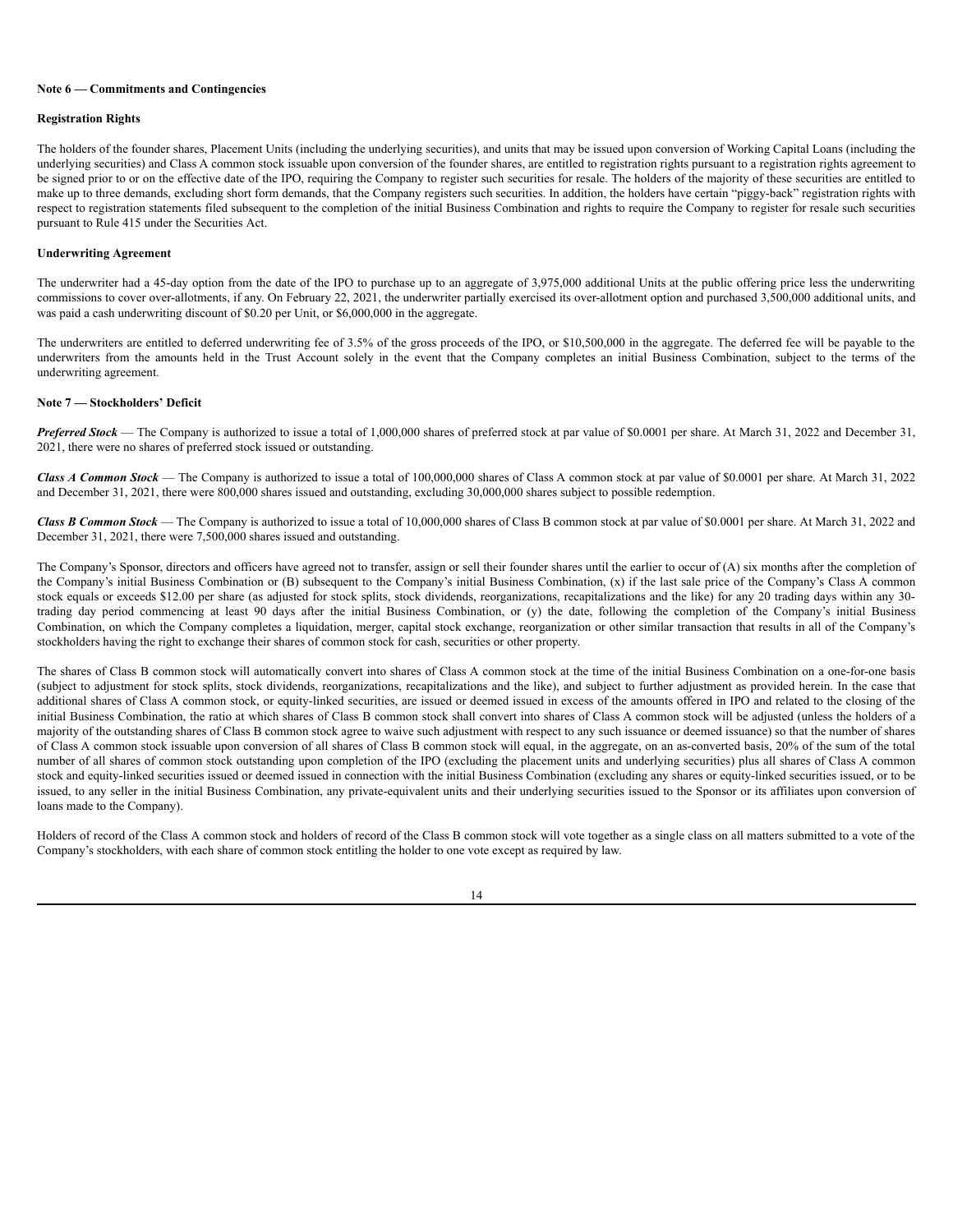**Note 6 — Commitments and Contingencies**

**Registration Rights**

The holders of the founder shares, Placement Units (including the underlying securities), and units that may be issued upon conversion of Working Capital Loans (including the underlying securities) and Class A common stock issuable upon conversion of the founder shares, are entitled to registration rights pursuant to a registration rights agreement to be signed prior to or on the effective date of the IPO, requiring the Company to register such securities for resale. The holders of the majority of these securities are entitled to make up to three demands, excluding short form demands, that the Company registers such securities. In addition, the holders have certain "piggy-back" registration rights with respect to registration statements filed subsequent to the completion of the initial Business Combination and rights to require the Company to register for resale such securities pursuant to Rule 415 under the Securities Act.

**Underwriting Agreement**

The underwriter had a 45-day option from the date of the IPO to purchase up to an aggregate of 3,975,000 additional Units at the public offering price less the underwriting commissions to cover over-allotments, if any. On February 22, 2021, the underwriter partially exercised its over-allotment option and purchased 3,500,000 additional units, and was paid a cash underwriting discount of $0.20 per Unit, or $6,000,000 in the aggregate.

The underwriters are entitled to deferred underwriting fee of 3.5% of the gross proceeds of the IPO, or $10,500,000 in the aggregate. The deferred fee will be payable to the underwriters from the amounts held in the Trust Account solely in the event that the Company completes an initial Business Combination, subject to the terms of the underwriting agreement.

**Note 7 — Stockholders' Deficit**

***Preferred Stock*** — The Company is authorized to issue a total of 1,000,000 shares of preferred stock at par value of $0.0001 per share. At March 31, 2022 and December 31, 2021, there were no shares of preferred stock issued or outstanding.

***Class A Common Stock*** — The Company is authorized to issue a total of 100,000,000 shares of Class A common stock at par value of $0.0001 per share. At March 31, 2022 and December 31, 2021, there were 800,000 shares issued and outstanding, excluding 30,000,000 shares subject to possible redemption.

***Class B Common Stock*** — The Company is authorized to issue a total of 10,000,000 shares of Class B common stock at par value of $0.0001 per share. At March 31, 2022 and December 31, 2021, there were 7,500,000 shares issued and outstanding.

The Company's Sponsor, directors and officers have agreed not to transfer, assign or sell their founder shares until the earlier to occur of (A) six months after the completion of the Company's initial Business Combination or (B) subsequent to the Company's initial Business Combination, (x) if the last sale price of the Company's Class A common stock equals or exceeds $12.00 per share (as adjusted for stock splits, stock dividends, reorganizations, recapitalizations and the like) for any 20 trading days within any 30-trading day period commencing at least 90 days after the initial Business Combination, or (y) the date, following the completion of the Company's initial Business Combination, on which the Company completes a liquidation, merger, capital stock exchange, reorganization or other similar transaction that results in all of the Company's stockholders having the right to exchange their shares of common stock for cash, securities or other property.

The shares of Class B common stock will automatically convert into shares of Class A common stock at the time of the initial Business Combination on a one-for-one basis (subject to adjustment for stock splits, stock dividends, reorganizations, recapitalizations and the like), and subject to further adjustment as provided herein. In the case that additional shares of Class A common stock, or equity-linked securities, are issued or deemed issued in excess of the amounts offered in IPO and related to the closing of the initial Business Combination, the ratio at which shares of Class B common stock shall convert into shares of Class A common stock will be adjusted (unless the holders of a majority of the outstanding shares of Class B common stock agree to waive such adjustment with respect to any such issuance or deemed issuance) so that the number of shares of Class A common stock issuable upon conversion of all shares of Class B common stock will equal, in the aggregate, on an as-converted basis, 20% of the sum of the total number of all shares of common stock outstanding upon completion of the IPO (excluding the placement units and underlying securities) plus all shares of Class A common stock and equity-linked securities issued or deemed issued in connection with the initial Business Combination (excluding any shares or equity-linked securities issued, or to be issued, to any seller in the initial Business Combination, any private-equivalent units and their underlying securities issued to the Sponsor or its affiliates upon conversion of loans made to the Company).

Holders of record of the Class A common stock and holders of record of the Class B common stock will vote together as a single class on all matters submitted to a vote of the Company's stockholders, with each share of common stock entitling the holder to one vote except as required by law.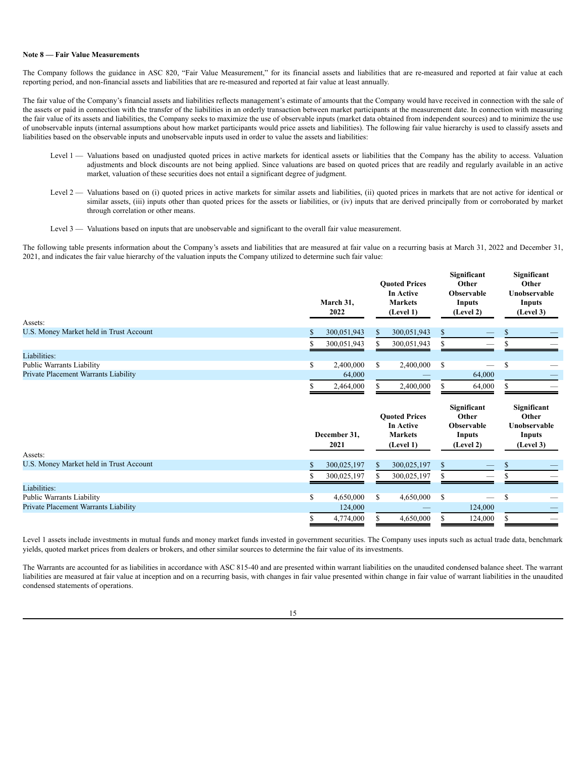**Note 8 — Fair Value Measurements**

The Company follows the guidance in ASC 820, "Fair Value Measurement," for its financial assets and liabilities that are re-measured and reported at fair value at each reporting period, and non-financial assets and liabilities that are re-measured and reported at fair value at least annually.

The fair value of the Company's financial assets and liabilities reflects management's estimate of amounts that the Company would have received in connection with the sale of the assets or paid in connection with the transfer of the liabilities in an orderly transaction between market participants at the measurement date. In connection with measuring the fair value of its assets and liabilities, the Company seeks to maximize the use of observable inputs (market data obtained from independent sources) and to minimize the use of unobservable inputs (internal assumptions about how market participants would price assets and liabilities). The following fair value hierarchy is used to classify assets and liabilities based on the observable inputs and unobservable inputs used in order to value the assets and liabilities:

Level 1 — Valuations based on unadjusted quoted prices in active markets for identical assets or liabilities that the Company has the ability to access. Valuation adjustments and block discounts are not being applied. Since valuations are based on quoted prices that are readily and regularly available in an active market, valuation of these securities does not entail a significant degree of judgment.

Level 2 — Valuations based on (i) quoted prices in active markets for similar assets and liabilities, (ii) quoted prices in markets that are not active for identical or similar assets, (iii) inputs other than quoted prices for the assets or liabilities, or (iv) inputs that are derived principally from or corroborated by market through correlation or other means.

Level 3 — Valuations based on inputs that are unobservable and significant to the overall fair value measurement.

The following table presents information about the Company's assets and liabilities that are measured at fair value on a recurring basis at March 31, 2022 and December 31, 2021, and indicates the fair value hierarchy of the valuation inputs the Company utilized to determine such fair value:

| | March 31, 2022 | Quoted Prices In Active Markets (Level 1) | Significant Other Observable Inputs (Level 2) | Significant Other Unobservable Inputs (Level 3) |
|---|---|---|---|---|
| Assets: | | | | |
| U.S. Money Market held in Trust Account | $ 300,051,943 | $ 300,051,943 | $ — | $ — |
| | $ 300,051,943 | $ 300,051,943 | $ — | $ — |
| Liabilities: | | | | |
| Public Warrants Liability | $ 2,400,000 | $ 2,400,000 | $ — | $ — |
| Private Placement Warrants Liability | 64,000 | — | 64,000 | — |
| | $ 2,464,000 | $ 2,400,000 | $ 64,000 | $ — |

| | December 31, 2021 | Quoted Prices In Active Markets (Level 1) | Significant Other Observable Inputs (Level 2) | Significant Other Unobservable Inputs (Level 3) |
|---|---|---|---|---|
| Assets: | | | | |
| U.S. Money Market held in Trust Account | $ 300,025,197 | $ 300,025,197 | $ — | $ — |
| | $ 300,025,197 | $ 300,025,197 | $ — | $ — |
| Liabilities: | | | | |
| Public Warrants Liability | $ 4,650,000 | $ 4,650,000 | $ — | $ — |
| Private Placement Warrants Liability | 124,000 | — | 124,000 | — |
| | $ 4,774,000 | $ 4,650,000 | $ 124,000 | $ — |

Level 1 assets include investments in mutual funds and money market funds invested in government securities. The Company uses inputs such as actual trade data, benchmark yields, quoted market prices from dealers or brokers, and other similar sources to determine the fair value of its investments.

The Warrants are accounted for as liabilities in accordance with ASC 815-40 and are presented within warrant liabilities on the unaudited condensed balance sheet. The warrant liabilities are measured at fair value at inception and on a recurring basis, with changes in fair value presented within change in fair value of warrant liabilities in the unaudited condensed statements of operations.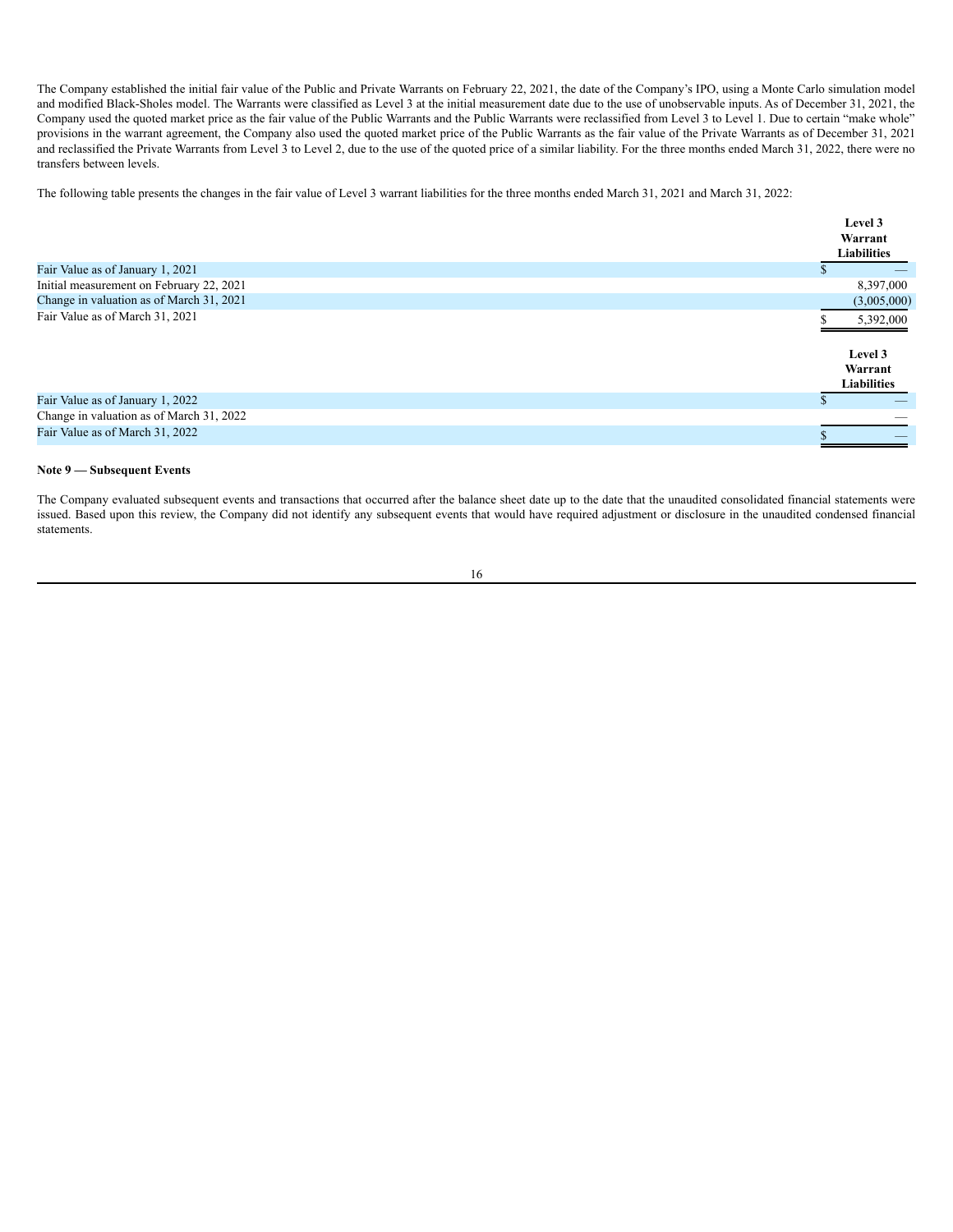The Company established the initial fair value of the Public and Private Warrants on February 22, 2021, the date of the Company's IPO, using a Monte Carlo simulation model and modified Black-Sholes model. The Warrants were classified as Level 3 at the initial measurement date due to the use of unobservable inputs. As of December 31, 2021, the Company used the quoted market price as the fair value of the Public Warrants and the Public Warrants were reclassified from Level 3 to Level 1. Due to certain "make whole" provisions in the warrant agreement, the Company also used the quoted market price of the Public Warrants as the fair value of the Private Warrants as of December 31, 2021 and reclassified the Private Warrants from Level 3 to Level 2, due to the use of the quoted price of a similar liability. For the three months ended March 31, 2022, there were no transfers between levels.

The following table presents the changes in the fair value of Level 3 warrant liabilities for the three months ended March 31, 2021 and March 31, 2022:

| | Level 3 Warrant Liabilities |
|---|---|
| Fair Value as of January 1, 2021 | $ — |
| Initial measurement on February 22, 2021 | 8,397,000 |
| Change in valuation as of March 31, 2021 | (3,005,000) |
| Fair Value as of March 31, 2021 | $ 5,392,000 |

| | Level 3 Warrant Liabilities |
|---|---|
| Fair Value as of January 1, 2022 | $ — |
| Change in valuation as of March 31, 2022 | — |
| Fair Value as of March 31, 2022 | $ — |

**Note 9 — Subsequent Events**

The Company evaluated subsequent events and transactions that occurred after the balance sheet date up to the date that the unaudited consolidated financial statements were issued. Based upon this review, the Company did not identify any subsequent events that would have required adjustment or disclosure in the unaudited condensed financial statements.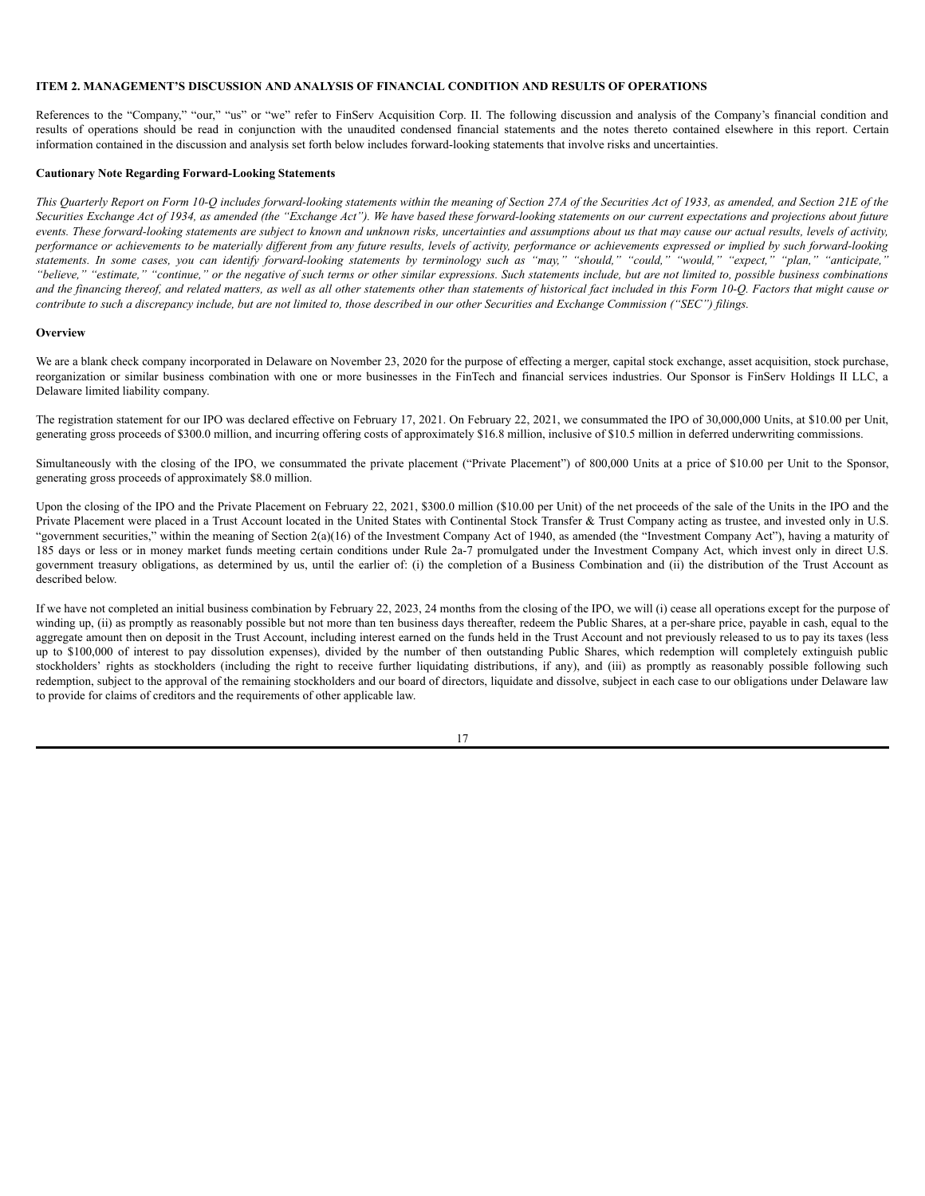## ITEM 2. MANAGEMENT'S DISCUSSION AND ANALYSIS OF FINANCIAL CONDITION AND RESULTS OF OPERATIONS

References to the "Company," "our," "us" or "we" refer to FinServ Acquisition Corp. II. The following discussion and analysis of the Company's financial condition and results of operations should be read in conjunction with the unaudited condensed financial statements and the notes thereto contained elsewhere in this report. Certain information contained in the discussion and analysis set forth below includes forward-looking statements that involve risks and uncertainties.

### Cautionary Note Regarding Forward-Looking Statements

*This Quarterly Report on Form 10-Q includes forward-looking statements within the meaning of Section 27A of the Securities Act of 1933, as amended, and Section 21E of the Securities Exchange Act of 1934, as amended (the "Exchange Act"). We have based these forward-looking statements on our current expectations and projections about future events. These forward-looking statements are subject to known and unknown risks, uncertainties and assumptions about us that may cause our actual results, levels of activity, performance or achievements to be materially different from any future results, levels of activity, performance or achievements expressed or implied by such forward-looking statements. In some cases, you can identify forward-looking statements by terminology such as "may," "should," "could," "would," "expect," "plan," "anticipate," "believe," "estimate," "continue," or the negative of such terms or other similar expressions. Such statements include, but are not limited to, possible business combinations and the financing thereof, and related matters, as well as all other statements other than statements of historical fact included in this Form 10-Q. Factors that might cause or contribute to such a discrepancy include, but are not limited to, those described in our other Securities and Exchange Commission ("SEC") filings.*

### Overview

We are a blank check company incorporated in Delaware on November 23, 2020 for the purpose of effecting a merger, capital stock exchange, asset acquisition, stock purchase, reorganization or similar business combination with one or more businesses in the FinTech and financial services industries. Our Sponsor is FinServ Holdings II LLC, a Delaware limited liability company.

The registration statement for our IPO was declared effective on February 17, 2021. On February 22, 2021, we consummated the IPO of 30,000,000 Units, at $10.00 per Unit, generating gross proceeds of $300.0 million, and incurring offering costs of approximately $16.8 million, inclusive of $10.5 million in deferred underwriting commissions.

Simultaneously with the closing of the IPO, we consummated the private placement ("Private Placement") of 800,000 Units at a price of $10.00 per Unit to the Sponsor, generating gross proceeds of approximately $8.0 million.

Upon the closing of the IPO and the Private Placement on February 22, 2021, $300.0 million ($10.00 per Unit) of the net proceeds of the sale of the Units in the IPO and the Private Placement were placed in a Trust Account located in the United States with Continental Stock Transfer & Trust Company acting as trustee, and invested only in U.S. "government securities," within the meaning of Section 2(a)(16) of the Investment Company Act of 1940, as amended (the "Investment Company Act"), having a maturity of 185 days or less or in money market funds meeting certain conditions under Rule 2a-7 promulgated under the Investment Company Act, which invest only in direct U.S. government treasury obligations, as determined by us, until the earlier of: (i) the completion of a Business Combination and (ii) the distribution of the Trust Account as described below.

If we have not completed an initial business combination by February 22, 2023, 24 months from the closing of the IPO, we will (i) cease all operations except for the purpose of winding up, (ii) as promptly as reasonably possible but not more than ten business days thereafter, redeem the Public Shares, at a per-share price, payable in cash, equal to the aggregate amount then on deposit in the Trust Account, including interest earned on the funds held in the Trust Account and not previously released to us to pay its taxes (less up to $100,000 of interest to pay dissolution expenses), divided by the number of then outstanding Public Shares, which redemption will completely extinguish public stockholders' rights as stockholders (including the right to receive further liquidating distributions, if any), and (iii) as promptly as reasonably possible following such redemption, subject to the approval of the remaining stockholders and our board of directors, liquidate and dissolve, subject in each case to our obligations under Delaware law to provide for claims of creditors and the requirements of other applicable law.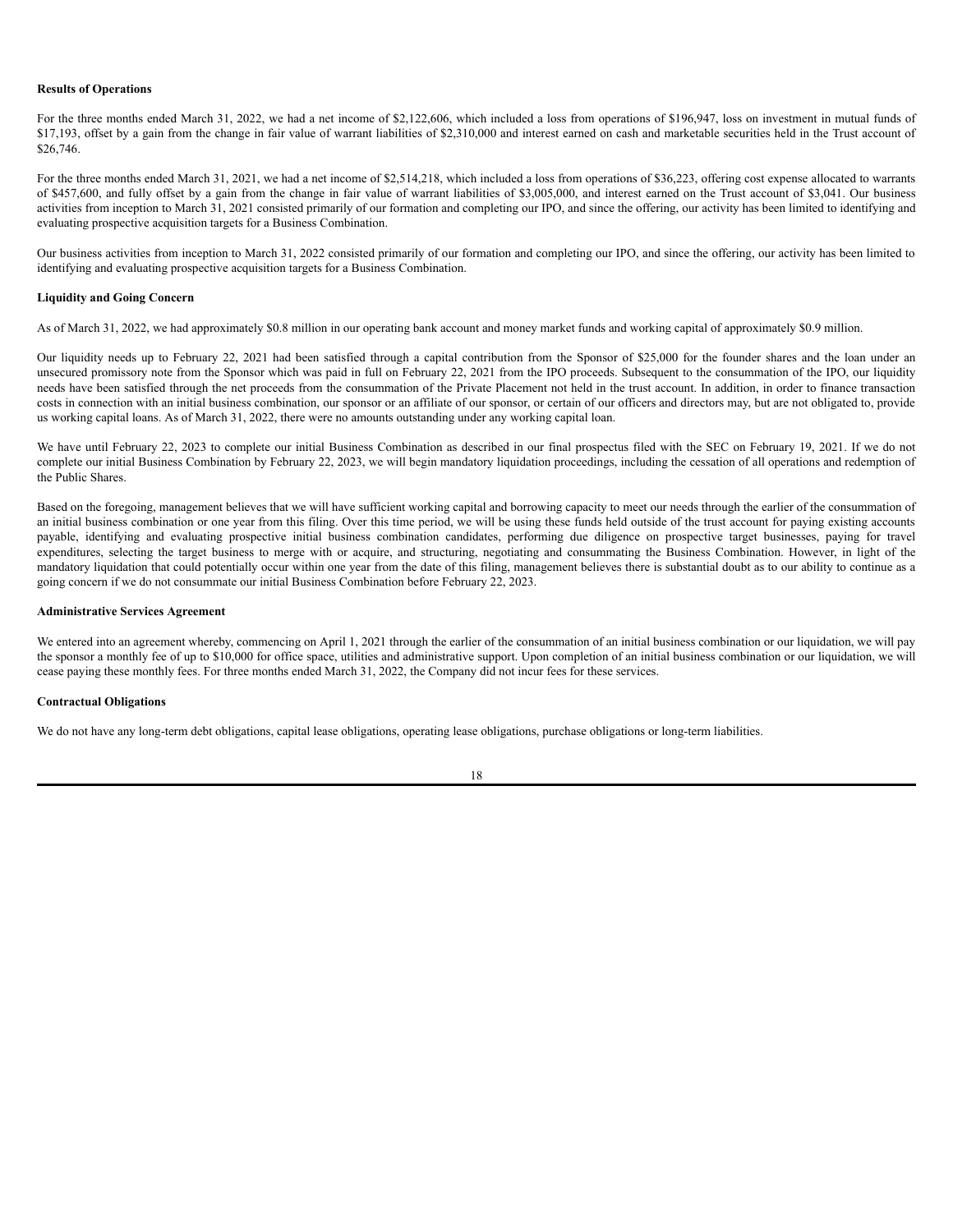**Results of Operations**

For the three months ended March 31, 2022, we had a net income of $2,122,606, which included a loss from operations of $196,947, loss on investment in mutual funds of $17,193, offset by a gain from the change in fair value of warrant liabilities of $2,310,000 and interest earned on cash and marketable securities held in the Trust account of $26,746.

For the three months ended March 31, 2021, we had a net income of $2,514,218, which included a loss from operations of $36,223, offering cost expense allocated to warrants of $457,600, and fully offset by a gain from the change in fair value of warrant liabilities of $3,005,000, and interest earned on the Trust account of $3,041. Our business activities from inception to March 31, 2021 consisted primarily of our formation and completing our IPO, and since the offering, our activity has been limited to identifying and evaluating prospective acquisition targets for a Business Combination.

Our business activities from inception to March 31, 2022 consisted primarily of our formation and completing our IPO, and since the offering, our activity has been limited to identifying and evaluating prospective acquisition targets for a Business Combination.

**Liquidity and Going Concern**

As of March 31, 2022, we had approximately $0.8 million in our operating bank account and money market funds and working capital of approximately $0.9 million.

Our liquidity needs up to February 22, 2021 had been satisfied through a capital contribution from the Sponsor of $25,000 for the founder shares and the loan under an unsecured promissory note from the Sponsor which was paid in full on February 22, 2021 from the IPO proceeds. Subsequent to the consummation of the IPO, our liquidity needs have been satisfied through the net proceeds from the consummation of the Private Placement not held in the trust account. In addition, in order to finance transaction costs in connection with an initial business combination, our sponsor or an affiliate of our sponsor, or certain of our officers and directors may, but are not obligated to, provide us working capital loans. As of March 31, 2022, there were no amounts outstanding under any working capital loan.

We have until February 22, 2023 to complete our initial Business Combination as described in our final prospectus filed with the SEC on February 19, 2021. If we do not complete our initial Business Combination by February 22, 2023, we will begin mandatory liquidation proceedings, including the cessation of all operations and redemption of the Public Shares.

Based on the foregoing, management believes that we will have sufficient working capital and borrowing capacity to meet our needs through the earlier of the consummation of an initial business combination or one year from this filing. Over this time period, we will be using these funds held outside of the trust account for paying existing accounts payable, identifying and evaluating prospective initial business combination candidates, performing due diligence on prospective target businesses, paying for travel expenditures, selecting the target business to merge with or acquire, and structuring, negotiating and consummating the Business Combination. However, in light of the mandatory liquidation that could potentially occur within one year from the date of this filing, management believes there is substantial doubt as to our ability to continue as a going concern if we do not consummate our initial Business Combination before February 22, 2023.

**Administrative Services Agreement**

We entered into an agreement whereby, commencing on April 1, 2021 through the earlier of the consummation of an initial business combination or our liquidation, we will pay the sponsor a monthly fee of up to $10,000 for office space, utilities and administrative support. Upon completion of an initial business combination or our liquidation, we will cease paying these monthly fees. For three months ended March 31, 2022, the Company did not incur fees for these services.

**Contractual Obligations**

We do not have any long-term debt obligations, capital lease obligations, operating lease obligations, purchase obligations or long-term liabilities.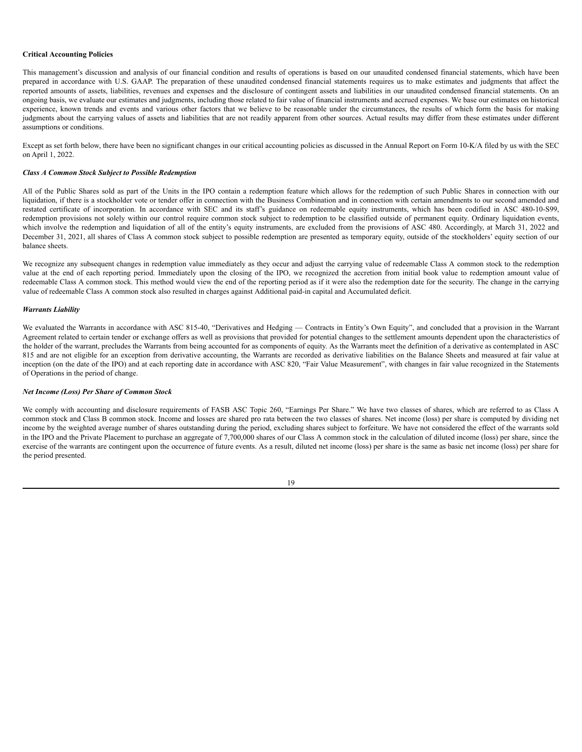**Critical Accounting Policies**

This management's discussion and analysis of our financial condition and results of operations is based on our unaudited condensed financial statements, which have been prepared in accordance with U.S. GAAP. The preparation of these unaudited condensed financial statements requires us to make estimates and judgments that affect the reported amounts of assets, liabilities, revenues and expenses and the disclosure of contingent assets and liabilities in our unaudited condensed financial statements. On an ongoing basis, we evaluate our estimates and judgments, including those related to fair value of financial instruments and accrued expenses. We base our estimates on historical experience, known trends and events and various other factors that we believe to be reasonable under the circumstances, the results of which form the basis for making judgments about the carrying values of assets and liabilities that are not readily apparent from other sources. Actual results may differ from these estimates under different assumptions or conditions.

Except as set forth below, there have been no significant changes in our critical accounting policies as discussed in the Annual Report on Form 10-K/A filed by us with the SEC on April 1, 2022.

***Class A Common Stock Subject to Possible Redemption***

All of the Public Shares sold as part of the Units in the IPO contain a redemption feature which allows for the redemption of such Public Shares in connection with our liquidation, if there is a stockholder vote or tender offer in connection with the Business Combination and in connection with certain amendments to our second amended and restated certificate of incorporation. In accordance with SEC and its staff's guidance on redeemable equity instruments, which has been codified in ASC 480-10-S99, redemption provisions not solely within our control require common stock subject to redemption to be classified outside of permanent equity. Ordinary liquidation events, which involve the redemption and liquidation of all of the entity's equity instruments, are excluded from the provisions of ASC 480. Accordingly, at March 31, 2022 and December 31, 2021, all shares of Class A common stock subject to possible redemption are presented as temporary equity, outside of the stockholders' equity section of our balance sheets.

We recognize any subsequent changes in redemption value immediately as they occur and adjust the carrying value of redeemable Class A common stock to the redemption value at the end of each reporting period. Immediately upon the closing of the IPO, we recognized the accretion from initial book value to redemption amount value of redeemable Class A common stock. This method would view the end of the reporting period as if it were also the redemption date for the security. The change in the carrying value of redeemable Class A common stock also resulted in charges against Additional paid-in capital and Accumulated deficit.

***Warrants Liability***

We evaluated the Warrants in accordance with ASC 815-40, "Derivatives and Hedging — Contracts in Entity's Own Equity", and concluded that a provision in the Warrant Agreement related to certain tender or exchange offers as well as provisions that provided for potential changes to the settlement amounts dependent upon the characteristics of the holder of the warrant, precludes the Warrants from being accounted for as components of equity. As the Warrants meet the definition of a derivative as contemplated in ASC 815 and are not eligible for an exception from derivative accounting, the Warrants are recorded as derivative liabilities on the Balance Sheets and measured at fair value at inception (on the date of the IPO) and at each reporting date in accordance with ASC 820, "Fair Value Measurement", with changes in fair value recognized in the Statements of Operations in the period of change.

***Net Income (Loss) Per Share of Common Stock***

We comply with accounting and disclosure requirements of FASB ASC Topic 260, "Earnings Per Share." We have two classes of shares, which are referred to as Class A common stock and Class B common stock. Income and losses are shared pro rata between the two classes of shares. Net income (loss) per share is computed by dividing net income by the weighted average number of shares outstanding during the period, excluding shares subject to forfeiture. We have not considered the effect of the warrants sold in the IPO and the Private Placement to purchase an aggregate of 7,700,000 shares of our Class A common stock in the calculation of diluted income (loss) per share, since the exercise of the warrants are contingent upon the occurrence of future events. As a result, diluted net income (loss) per share is the same as basic net income (loss) per share for the period presented.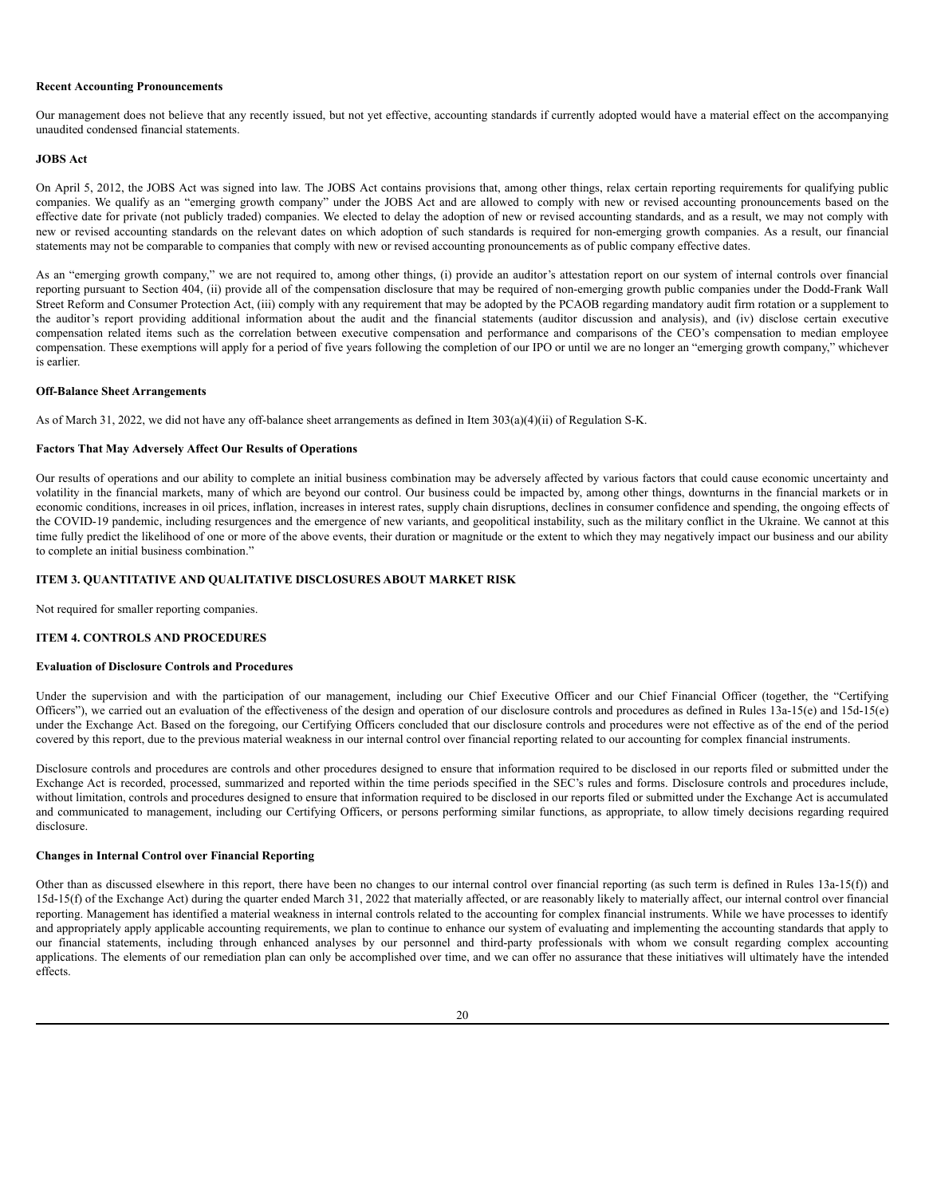**Recent Accounting Pronouncements**

Our management does not believe that any recently issued, but not yet effective, accounting standards if currently adopted would have a material effect on the accompanying unaudited condensed financial statements.

**JOBS Act**

On April 5, 2012, the JOBS Act was signed into law. The JOBS Act contains provisions that, among other things, relax certain reporting requirements for qualifying public companies. We qualify as an "emerging growth company" under the JOBS Act and are allowed to comply with new or revised accounting pronouncements based on the effective date for private (not publicly traded) companies. We elected to delay the adoption of new or revised accounting standards, and as a result, we may not comply with new or revised accounting standards on the relevant dates on which adoption of such standards is required for non-emerging growth companies. As a result, our financial statements may not be comparable to companies that comply with new or revised accounting pronouncements as of public company effective dates.

As an "emerging growth company," we are not required to, among other things, (i) provide an auditor's attestation report on our system of internal controls over financial reporting pursuant to Section 404, (ii) provide all of the compensation disclosure that may be required of non-emerging growth public companies under the Dodd-Frank Wall Street Reform and Consumer Protection Act, (iii) comply with any requirement that may be adopted by the PCAOB regarding mandatory audit firm rotation or a supplement to the auditor's report providing additional information about the audit and the financial statements (auditor discussion and analysis), and (iv) disclose certain executive compensation related items such as the correlation between executive compensation and performance and comparisons of the CEO's compensation to median employee compensation. These exemptions will apply for a period of five years following the completion of our IPO or until we are no longer an "emerging growth company," whichever is earlier.

**Off-Balance Sheet Arrangements**

As of March 31, 2022, we did not have any off-balance sheet arrangements as defined in Item 303(a)(4)(ii) of Regulation S-K.

**Factors That May Adversely Affect Our Results of Operations**

Our results of operations and our ability to complete an initial business combination may be adversely affected by various factors that could cause economic uncertainty and volatility in the financial markets, many of which are beyond our control. Our business could be impacted by, among other things, downturns in the financial markets or in economic conditions, increases in oil prices, inflation, increases in interest rates, supply chain disruptions, declines in consumer confidence and spending, the ongoing effects of the COVID-19 pandemic, including resurgences and the emergence of new variants, and geopolitical instability, such as the military conflict in the Ukraine. We cannot at this time fully predict the likelihood of one or more of the above events, their duration or magnitude or the extent to which they may negatively impact our business and our ability to complete an initial business combination."

**ITEM 3. QUANTITATIVE AND QUALITATIVE DISCLOSURES ABOUT MARKET RISK**

Not required for smaller reporting companies.

**ITEM 4. CONTROLS AND PROCEDURES**

**Evaluation of Disclosure Controls and Procedures**

Under the supervision and with the participation of our management, including our Chief Executive Officer and our Chief Financial Officer (together, the "Certifying Officers"), we carried out an evaluation of the effectiveness of the design and operation of our disclosure controls and procedures as defined in Rules 13a-15(e) and 15d-15(e) under the Exchange Act. Based on the foregoing, our Certifying Officers concluded that our disclosure controls and procedures were not effective as of the end of the period covered by this report, due to the previous material weakness in our internal control over financial reporting related to our accounting for complex financial instruments.

Disclosure controls and procedures are controls and other procedures designed to ensure that information required to be disclosed in our reports filed or submitted under the Exchange Act is recorded, processed, summarized and reported within the time periods specified in the SEC's rules and forms. Disclosure controls and procedures include, without limitation, controls and procedures designed to ensure that information required to be disclosed in our reports filed or submitted under the Exchange Act is accumulated and communicated to management, including our Certifying Officers, or persons performing similar functions, as appropriate, to allow timely decisions regarding required disclosure.

**Changes in Internal Control over Financial Reporting**

Other than as discussed elsewhere in this report, there have been no changes to our internal control over financial reporting (as such term is defined in Rules 13a-15(f)) and 15d-15(f) of the Exchange Act) during the quarter ended March 31, 2022 that materially affected, or are reasonably likely to materially affect, our internal control over financial reporting. Management has identified a material weakness in internal controls related to the accounting for complex financial instruments. While we have processes to identify and appropriately apply applicable accounting requirements, we plan to continue to enhance our system of evaluating and implementing the accounting standards that apply to our financial statements, including through enhanced analyses by our personnel and third-party professionals with whom we consult regarding complex accounting applications. The elements of our remediation plan can only be accomplished over time, and we can offer no assurance that these initiatives will ultimately have the intended effects.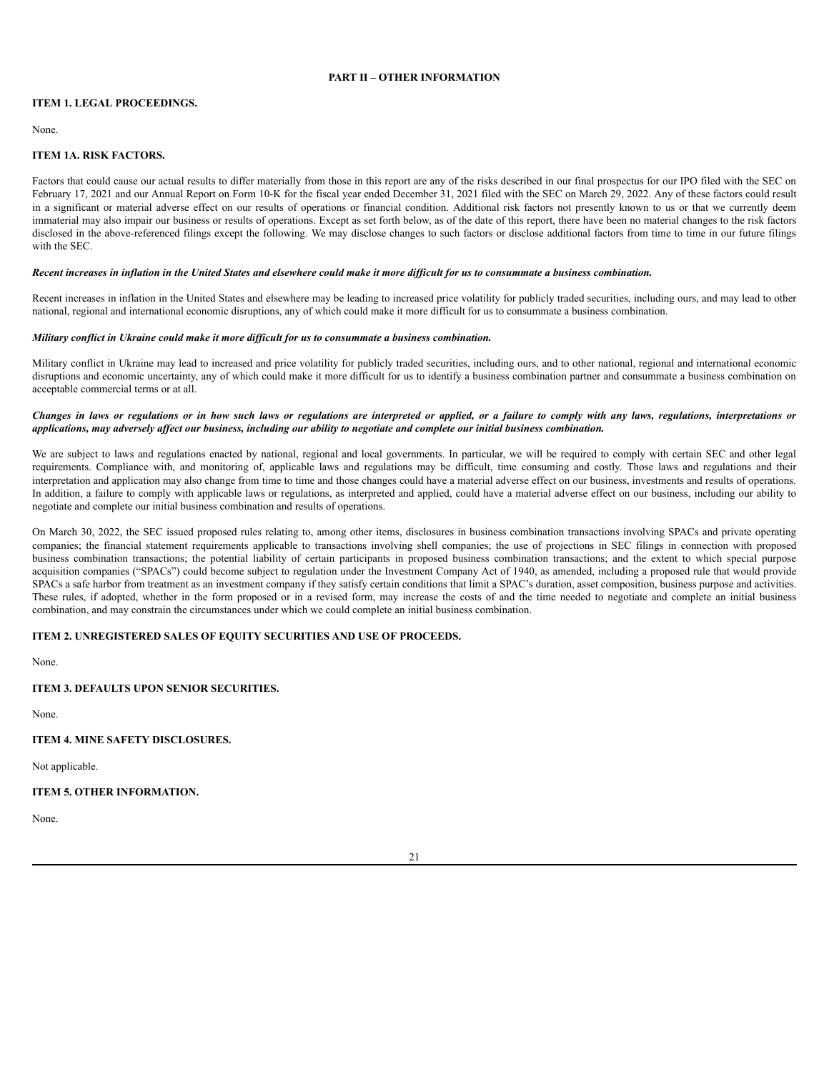## PART II – OTHER INFORMATION

### ITEM 1. LEGAL PROCEEDINGS.

None.

### ITEM 1A. RISK FACTORS.

Factors that could cause our actual results to differ materially from those in this report are any of the risks described in our final prospectus for our IPO filed with the SEC on February 17, 2021 and our Annual Report on Form 10-K for the fiscal year ended December 31, 2021 filed with the SEC on March 29, 2022. Any of these factors could result in a significant or material adverse effect on our results of operations or financial condition. Additional risk factors not presently known to us or that we currently deem immaterial may also impair our business or results of operations. Except as set forth below, as of the date of this report, there have been no material changes to the risk factors disclosed in the above-referenced filings except the following. We may disclose changes to such factors or disclose additional factors from time to time in our future filings with the SEC.

***Recent increases in inflation in the United States and elsewhere could make it more difficult for us to consummate a business combination.***

Recent increases in inflation in the United States and elsewhere may be leading to increased price volatility for publicly traded securities, including ours, and may lead to other national, regional and international economic disruptions, any of which could make it more difficult for us to consummate a business combination.

***Military conflict in Ukraine could make it more difficult for us to consummate a business combination.***

Military conflict in Ukraine may lead to increased and price volatility for publicly traded securities, including ours, and to other national, regional and international economic disruptions and economic uncertainty, any of which could make it more difficult for us to identify a business combination partner and consummate a business combination on acceptable commercial terms or at all.

***Changes in laws or regulations or in how such laws or regulations are interpreted or applied, or a failure to comply with any laws, regulations, interpretations or applications, may adversely affect our business, including our ability to negotiate and complete our initial business combination.***

We are subject to laws and regulations enacted by national, regional and local governments. In particular, we will be required to comply with certain SEC and other legal requirements. Compliance with, and monitoring of, applicable laws and regulations may be difficult, time consuming and costly. Those laws and regulations and their interpretation and application may also change from time to time and those changes could have a material adverse effect on our business, investments and results of operations. In addition, a failure to comply with applicable laws or regulations, as interpreted and applied, could have a material adverse effect on our business, including our ability to negotiate and complete our initial business combination and results of operations.

On March 30, 2022, the SEC issued proposed rules relating to, among other items, disclosures in business combination transactions involving SPACs and private operating companies; the financial statement requirements applicable to transactions involving shell companies; the use of projections in SEC filings in connection with proposed business combination transactions; the potential liability of certain participants in proposed business combination transactions; and the extent to which special purpose acquisition companies ("SPACs") could become subject to regulation under the Investment Company Act of 1940, as amended, including a proposed rule that would provide SPACs a safe harbor from treatment as an investment company if they satisfy certain conditions that limit a SPAC's duration, asset composition, business purpose and activities. These rules, if adopted, whether in the form proposed or in a revised form, may increase the costs of and the time needed to negotiate and complete an initial business combination, and may constrain the circumstances under which we could complete an initial business combination.

### ITEM 2. UNREGISTERED SALES OF EQUITY SECURITIES AND USE OF PROCEEDS.

None.

### ITEM 3. DEFAULTS UPON SENIOR SECURITIES.

None.

### ITEM 4. MINE SAFETY DISCLOSURES.

Not applicable.

### ITEM 5. OTHER INFORMATION.

None.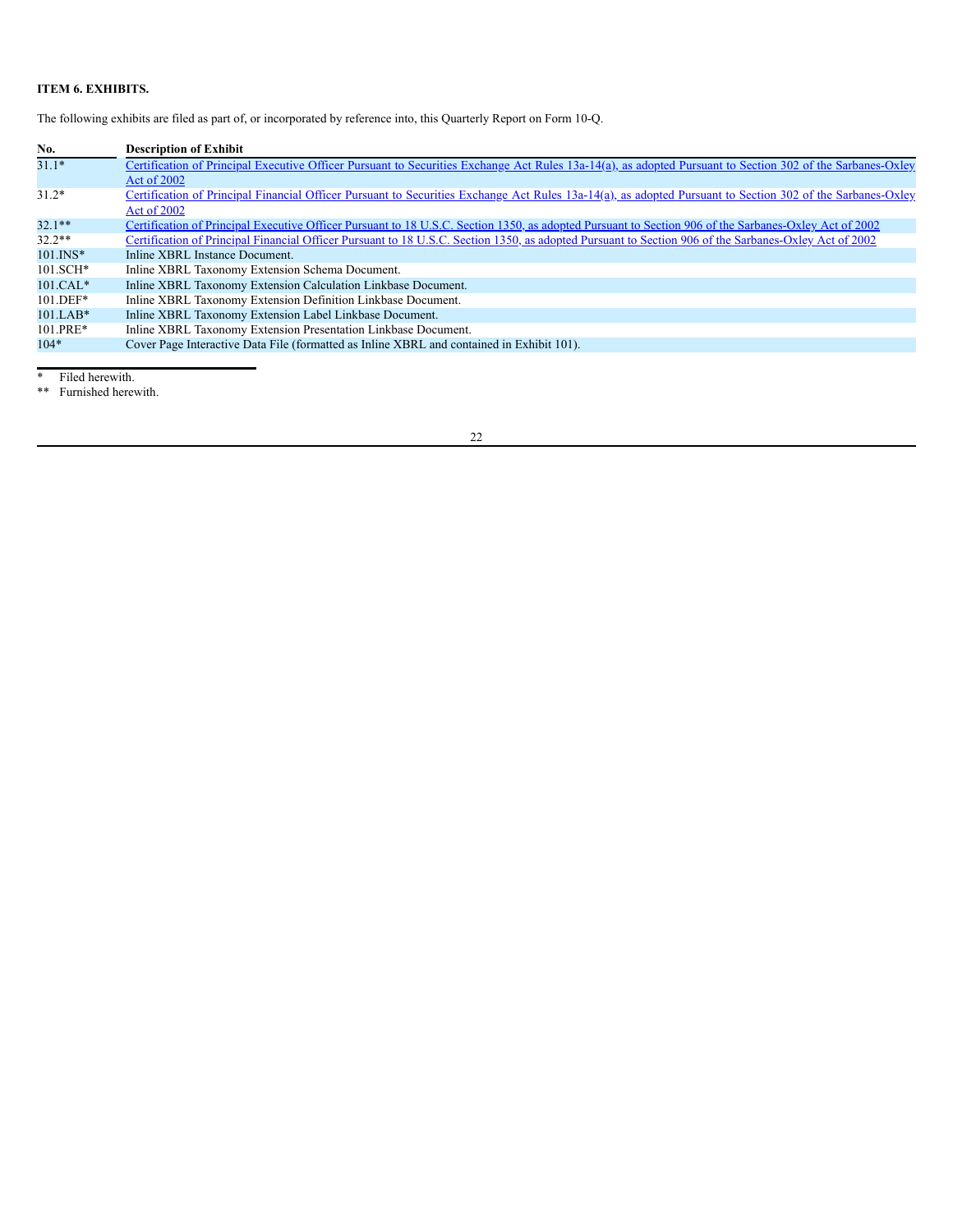**ITEM 6. EXHIBITS.**

The following exhibits are filed as part of, or incorporated by reference into, this Quarterly Report on Form 10-Q.

| No. | Description of Exhibit |
| --- | --- |
| 31.1* | Certification of Principal Executive Officer Pursuant to Securities Exchange Act Rules 13a-14(a), as adopted Pursuant to Section 302 of the Sarbanes-Oxley Act of 2002 |
| 31.2* | Certification of Principal Financial Officer Pursuant to Securities Exchange Act Rules 13a-14(a), as adopted Pursuant to Section 302 of the Sarbanes-Oxley Act of 2002 |
| 32.1** | Certification of Principal Executive Officer Pursuant to 18 U.S.C. Section 1350, as adopted Pursuant to Section 906 of the Sarbanes-Oxley Act of 2002 |
| 32.2** | Certification of Principal Financial Officer Pursuant to 18 U.S.C. Section 1350, as adopted Pursuant to Section 906 of the Sarbanes-Oxley Act of 2002 |
| 101.INS* | Inline XBRL Instance Document. |
| 101.SCH* | Inline XBRL Taxonomy Extension Schema Document. |
| 101.CAL* | Inline XBRL Taxonomy Extension Calculation Linkbase Document. |
| 101.DEF* | Inline XBRL Taxonomy Extension Definition Linkbase Document. |
| 101.LAB* | Inline XBRL Taxonomy Extension Label Linkbase Document. |
| 101.PRE* | Inline XBRL Taxonomy Extension Presentation Linkbase Document. |
| 104* | Cover Page Interactive Data File (formatted as Inline XBRL and contained in Exhibit 101). |

\* Filed herewith.

\*\* Furnished herewith.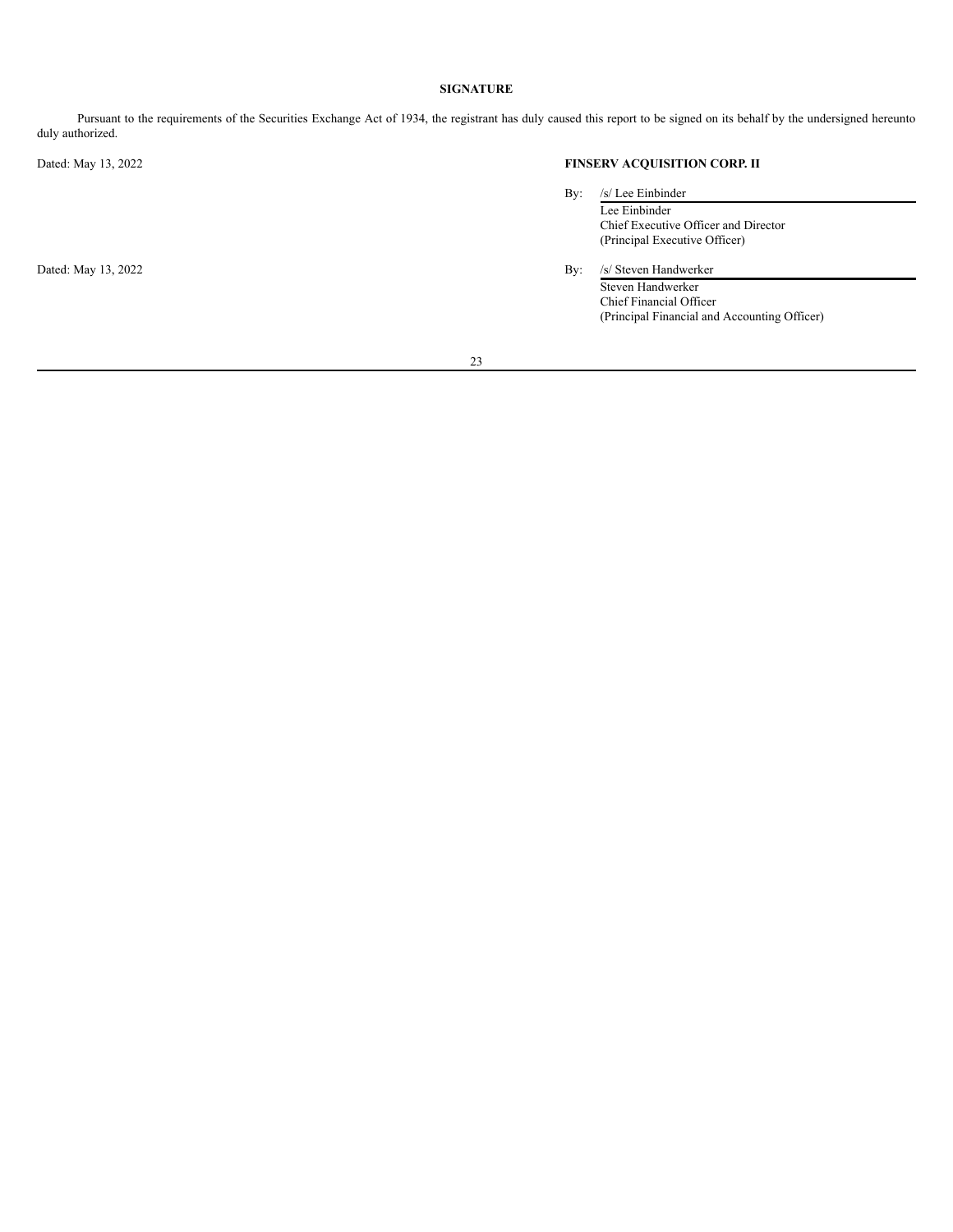**SIGNATURE**

Pursuant to the requirements of the Securities Exchange Act of 1934, the registrant has duly caused this report to be signed on its behalf by the undersigned hereunto duly authorized.

Dated: May 13, 2022

**FINSERV ACQUISITION CORP. II**

By: /s/ Lee Einbinder
Lee Einbinder
Chief Executive Officer and Director
(Principal Executive Officer)

Dated: May 13, 2022

By: /s/ Steven Handwerker
Steven Handwerker
Chief Financial Officer
(Principal Financial and Accounting Officer)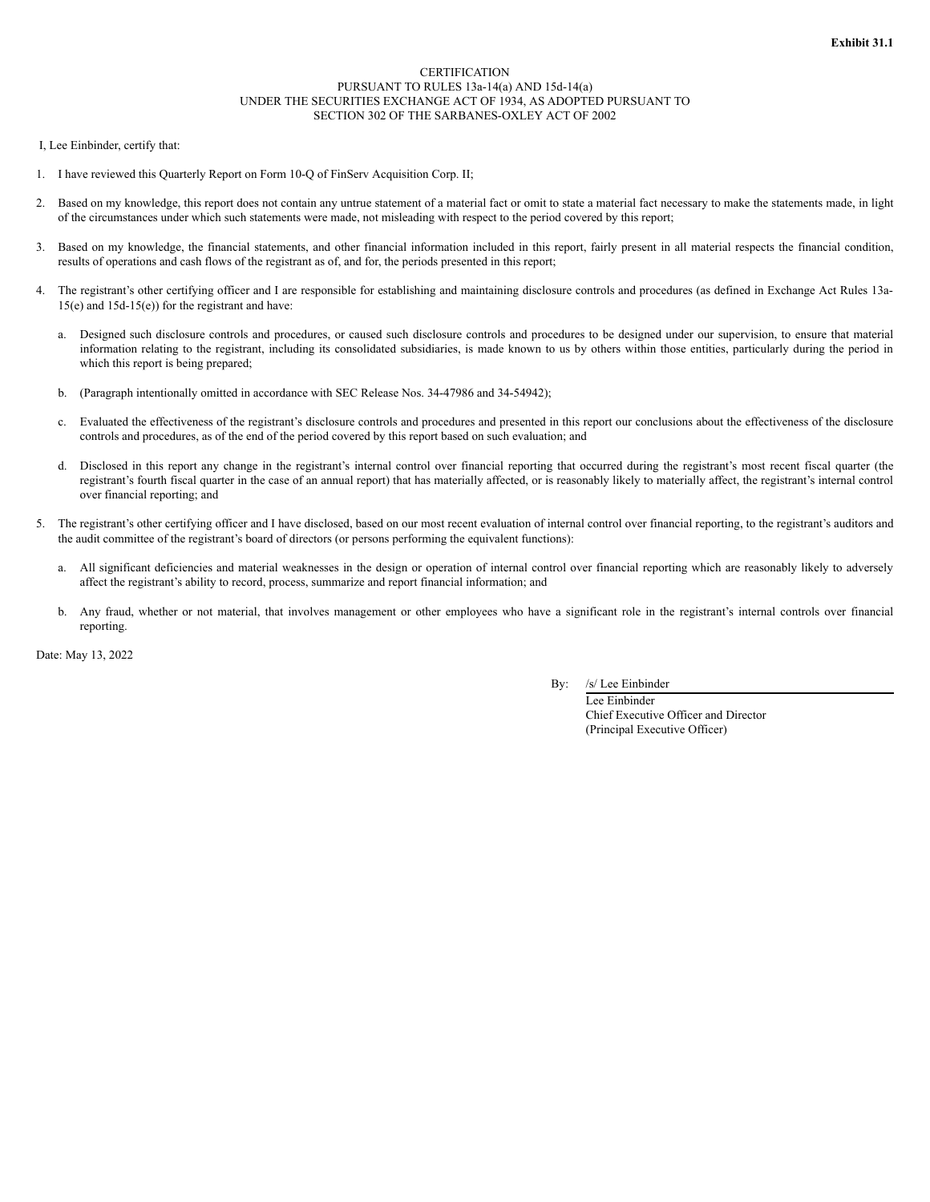**Exhibit 31.1**

CERTIFICATION
PURSUANT TO RULES 13a-14(a) AND 15d-14(a)
UNDER THE SECURITIES EXCHANGE ACT OF 1934, AS ADOPTED PURSUANT TO
SECTION 302 OF THE SARBANES-OXLEY ACT OF 2002

I, Lee Einbinder, certify that:

1. I have reviewed this Quarterly Report on Form 10-Q of FinServ Acquisition Corp. II;

2. Based on my knowledge, this report does not contain any untrue statement of a material fact or omit to state a material fact necessary to make the statements made, in light of the circumstances under which such statements were made, not misleading with respect to the period covered by this report;

3. Based on my knowledge, the financial statements, and other financial information included in this report, fairly present in all material respects the financial condition, results of operations and cash flows of the registrant as of, and for, the periods presented in this report;

4. The registrant's other certifying officer and I are responsible for establishing and maintaining disclosure controls and procedures (as defined in Exchange Act Rules 13a-15(e) and 15d-15(e)) for the registrant and have:

   a. Designed such disclosure controls and procedures, or caused such disclosure controls and procedures to be designed under our supervision, to ensure that material information relating to the registrant, including its consolidated subsidiaries, is made known to us by others within those entities, particularly during the period in which this report is being prepared;

   b. (Paragraph intentionally omitted in accordance with SEC Release Nos. 34-47986 and 34-54942);

   c. Evaluated the effectiveness of the registrant's disclosure controls and procedures and presented in this report our conclusions about the effectiveness of the disclosure controls and procedures, as of the end of the period covered by this report based on such evaluation; and

   d. Disclosed in this report any change in the registrant's internal control over financial reporting that occurred during the registrant's most recent fiscal quarter (the registrant's fourth fiscal quarter in the case of an annual report) that has materially affected, or is reasonably likely to materially affect, the registrant's internal control over financial reporting; and

5. The registrant's other certifying officer and I have disclosed, based on our most recent evaluation of internal control over financial reporting, to the registrant's auditors and the audit committee of the registrant's board of directors (or persons performing the equivalent functions):

   a. All significant deficiencies and material weaknesses in the design or operation of internal control over financial reporting which are reasonably likely to adversely affect the registrant's ability to record, process, summarize and report financial information; and

   b. Any fraud, whether or not material, that involves management or other employees who have a significant role in the registrant's internal controls over financial reporting.

Date: May 13, 2022

By: /s/ Lee Einbinder
Lee Einbinder
Chief Executive Officer and Director
(Principal Executive Officer)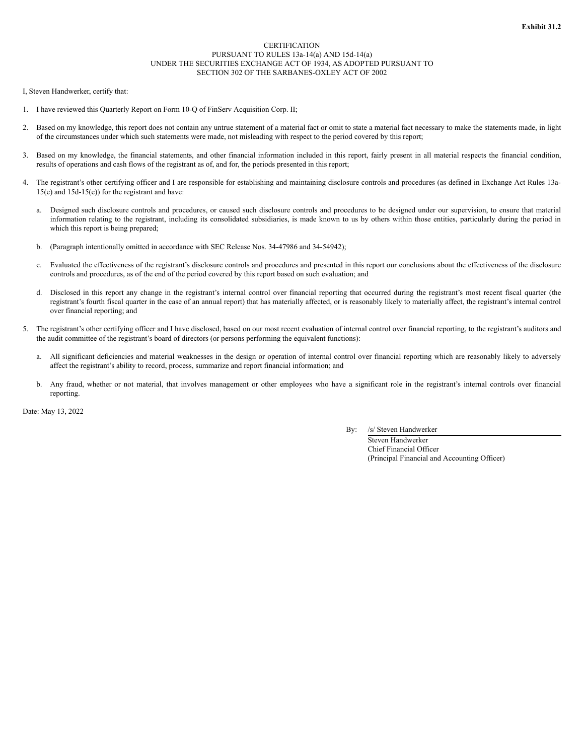**Exhibit 31.2**

CERTIFICATION
PURSUANT TO RULES 13a-14(a) AND 15d-14(a)
UNDER THE SECURITIES EXCHANGE ACT OF 1934, AS ADOPTED PURSUANT TO
SECTION 302 OF THE SARBANES-OXLEY ACT OF 2002

I, Steven Handwerker, certify that:

1. I have reviewed this Quarterly Report on Form 10-Q of FinServ Acquisition Corp. II;

2. Based on my knowledge, this report does not contain any untrue statement of a material fact or omit to state a material fact necessary to make the statements made, in light of the circumstances under which such statements were made, not misleading with respect to the period covered by this report;

3. Based on my knowledge, the financial statements, and other financial information included in this report, fairly present in all material respects the financial condition, results of operations and cash flows of the registrant as of, and for, the periods presented in this report;

4. The registrant's other certifying officer and I are responsible for establishing and maintaining disclosure controls and procedures (as defined in Exchange Act Rules 13a-15(e) and 15d-15(e)) for the registrant and have:

   a. Designed such disclosure controls and procedures, or caused such disclosure controls and procedures to be designed under our supervision, to ensure that material information relating to the registrant, including its consolidated subsidiaries, is made known to us by others within those entities, particularly during the period in which this report is being prepared;

   b. (Paragraph intentionally omitted in accordance with SEC Release Nos. 34-47986 and 34-54942);

   c. Evaluated the effectiveness of the registrant's disclosure controls and procedures and presented in this report our conclusions about the effectiveness of the disclosure controls and procedures, as of the end of the period covered by this report based on such evaluation; and

   d. Disclosed in this report any change in the registrant's internal control over financial reporting that occurred during the registrant's most recent fiscal quarter (the registrant's fourth fiscal quarter in the case of an annual report) that has materially affected, or is reasonably likely to materially affect, the registrant's internal control over financial reporting; and

5. The registrant's other certifying officer and I have disclosed, based on our most recent evaluation of internal control over financial reporting, to the registrant's auditors and the audit committee of the registrant's board of directors (or persons performing the equivalent functions):

   a. All significant deficiencies and material weaknesses in the design or operation of internal control over financial reporting which are reasonably likely to adversely affect the registrant's ability to record, process, summarize and report financial information; and

   b. Any fraud, whether or not material, that involves management or other employees who have a significant role in the registrant's internal controls over financial reporting.

Date: May 13, 2022

By: /s/ Steven Handwerker
Steven Handwerker
Chief Financial Officer
(Principal Financial and Accounting Officer)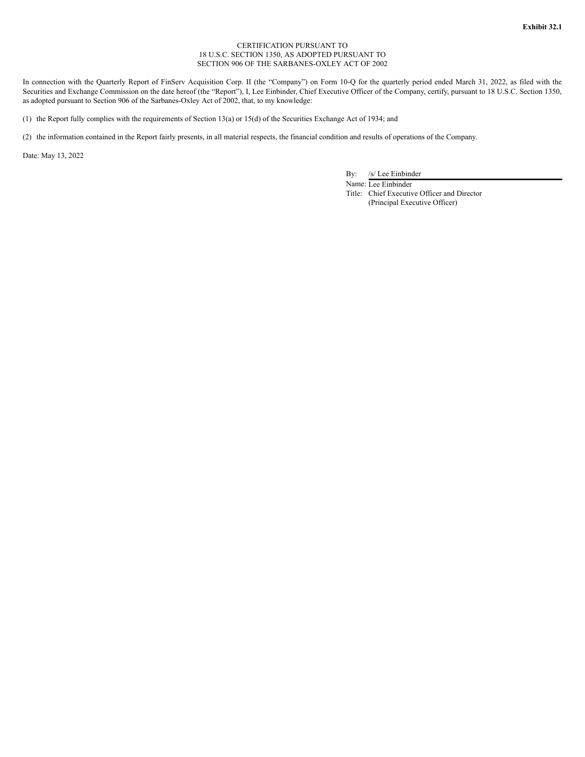**Exhibit 32.1**

CERTIFICATION PURSUANT TO
18 U.S.C. SECTION 1350, AS ADOPTED PURSUANT TO
SECTION 906 OF THE SARBANES-OXLEY ACT OF 2002

In connection with the Quarterly Report of FinServ Acquisition Corp. II (the "Company") on Form 10-Q for the quarterly period ended March 31, 2022, as filed with the Securities and Exchange Commission on the date hereof (the "Report"), I, Lee Einbinder, Chief Executive Officer of the Company, certify, pursuant to 18 U.S.C. Section 1350, as adopted pursuant to Section 906 of the Sarbanes-Oxley Act of 2002, that, to my knowledge:

(1) the Report fully complies with the requirements of Section 13(a) or 15(d) of the Securities Exchange Act of 1934; and

(2) the information contained in the Report fairly presents, in all material respects, the financial condition and results of operations of the Company.

Date: May 13, 2022

By: /s/ Lee Einbinder
Name: Lee Einbinder
Title: Chief Executive Officer and Director
(Principal Executive Officer)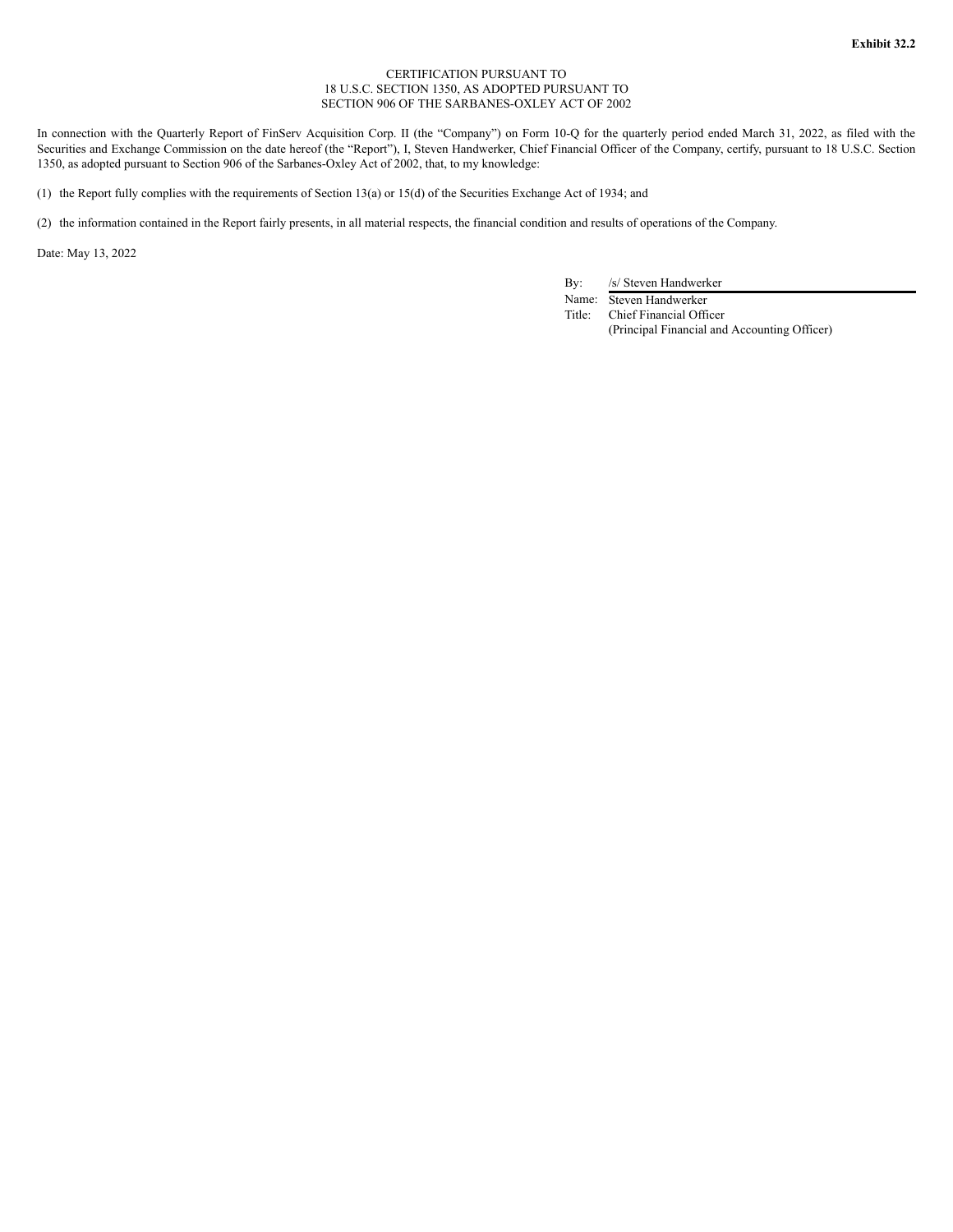**Exhibit 32.2**

CERTIFICATION PURSUANT TO
18 U.S.C. SECTION 1350, AS ADOPTED PURSUANT TO
SECTION 906 OF THE SARBANES-OXLEY ACT OF 2002

In connection with the Quarterly Report of FinServ Acquisition Corp. II (the "Company") on Form 10-Q for the quarterly period ended March 31, 2022, as filed with the Securities and Exchange Commission on the date hereof (the "Report"), I, Steven Handwerker, Chief Financial Officer of the Company, certify, pursuant to 18 U.S.C. Section 1350, as adopted pursuant to Section 906 of the Sarbanes-Oxley Act of 2002, that, to my knowledge:

(1) the Report fully complies with the requirements of Section 13(a) or 15(d) of the Securities Exchange Act of 1934; and

(2) the information contained in the Report fairly presents, in all material respects, the financial condition and results of operations of the Company.

Date: May 13, 2022

| | |
|---|---|
| By: | /s/ Steven Handwerker |
| Name: | Steven Handwerker |
| Title: | Chief Financial Officer |
| | (Principal Financial and Accounting Officer) |